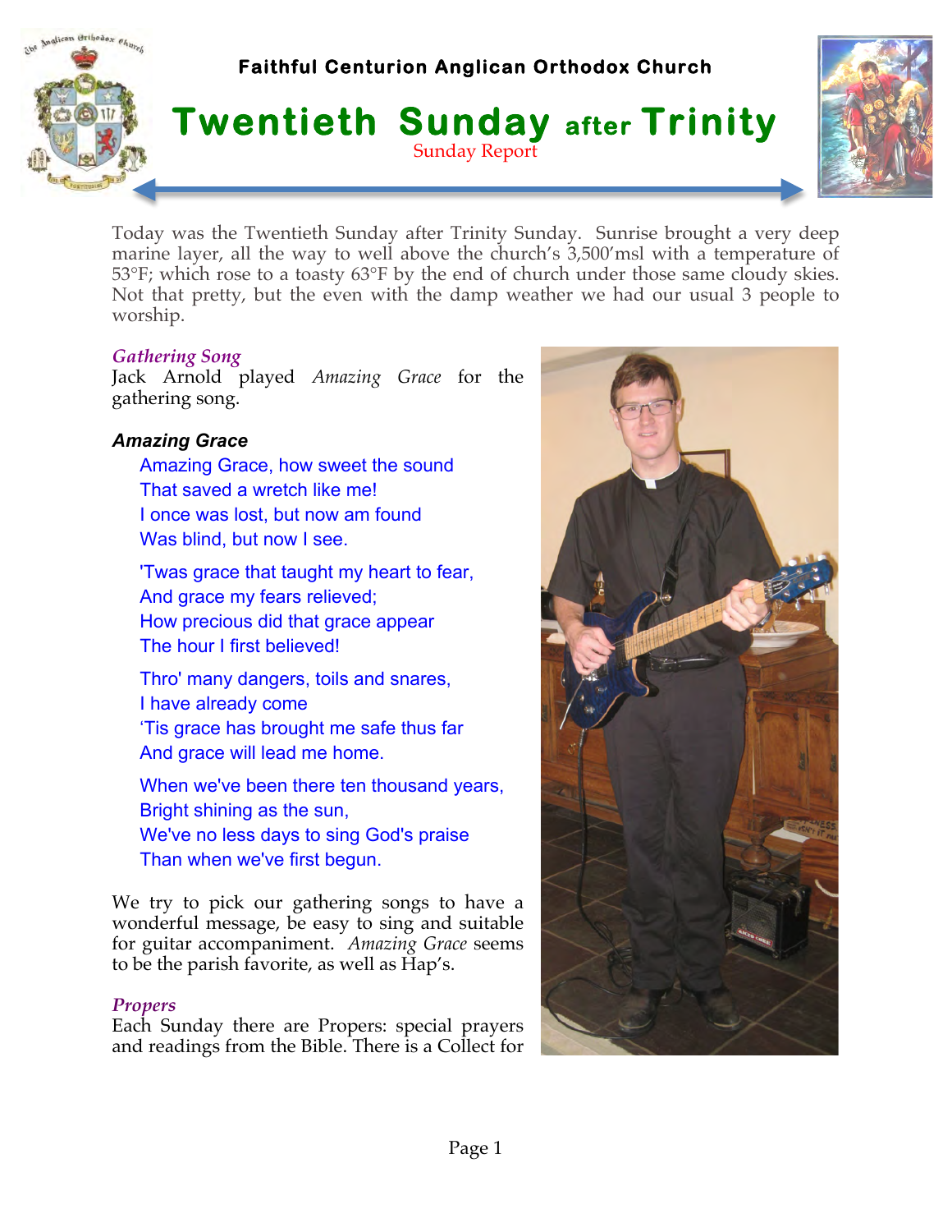**Faithful Centurion Anglican Orthodox Church**

# Twentieth Sunday after Trinity

Sunday Report

Today was the Twentieth Sunday after Trinity Sunday. Sunrise brought a very deep marine layer, all the way to well above the church's 3,500'msl with a temperature of 53°F; which rose to a toasty 63°F by the end of church under those same cloudy skies. Not that pretty, but the even with the damp weather we had our usual 3 people to worship.

### *Gathering Song*

Jack Arnold played *Amazing Grace* for the gathering song.

#### *Amazing Grace*

Amazing Grace, how sweet the sound
That saved a wretch like me!
I once was lost, but now am found
Was blind, but now I see.

'Twas grace that taught my heart to fear,
And grace my fears relieved;
How precious did that grace appear
The hour I first believed!

Thro' many dangers, toils and snares,
I have already come
'Tis grace has brought me safe thus far
And grace will lead me home.

When we've been there ten thousand years,
Bright shining as the sun,
We've no less days to sing God's praise
Than when we've first begun.

We try to pick our gathering songs to have a wonderful message, be easy to sing and suitable for guitar accompaniment. *Amazing Grace* seems to be the parish favorite, as well as Hap's.

### *Propers*

Each Sunday there are Propers: special prayers and readings from the Bible. There is a Collect for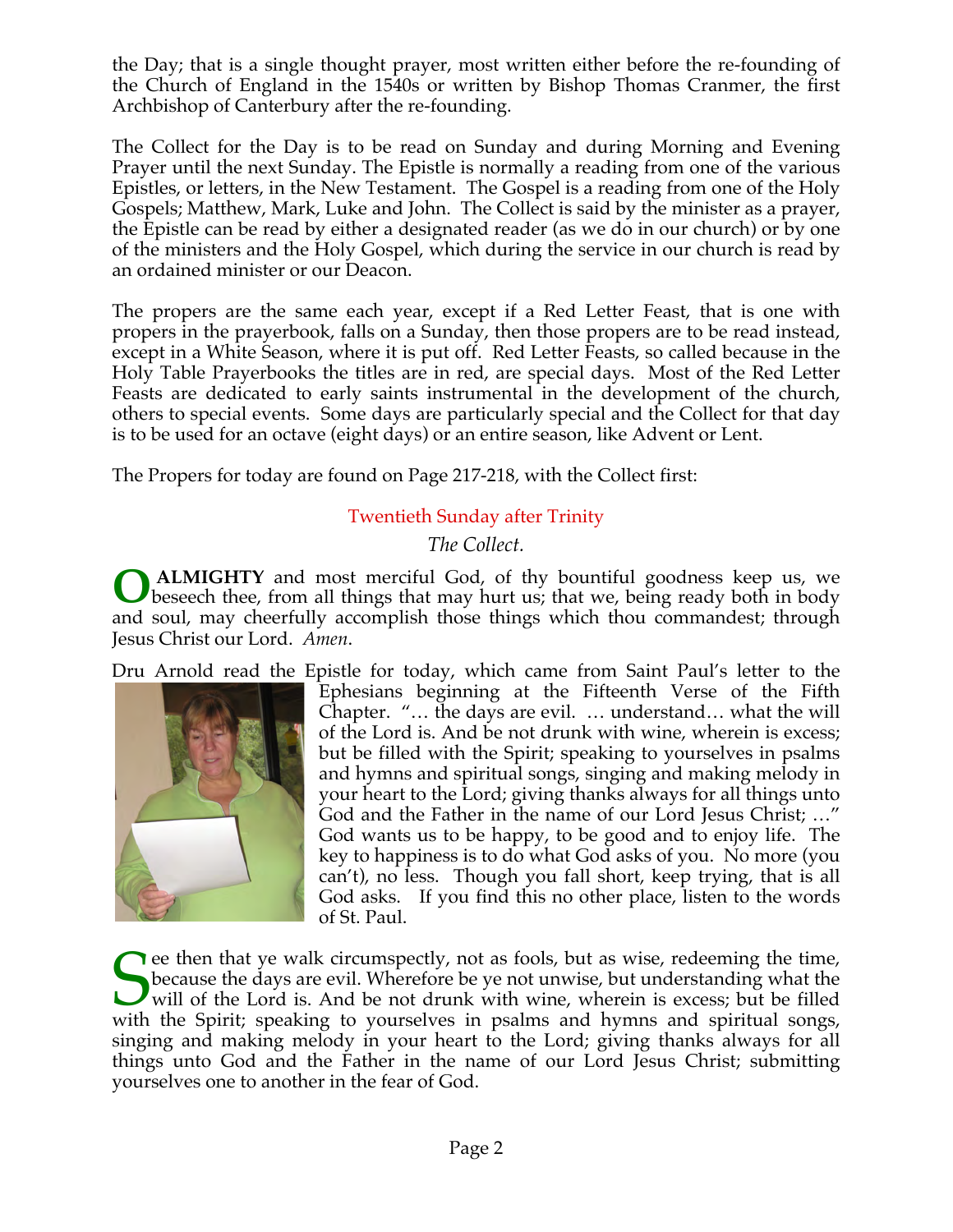the Day; that is a single thought prayer, most written either before the re-founding of the Church of England in the 1540s or written by Bishop Thomas Cranmer, the first Archbishop of Canterbury after the re-founding.

The Collect for the Day is to be read on Sunday and during Morning and Evening Prayer until the next Sunday. The Epistle is normally a reading from one of the various Epistles, or letters, in the New Testament. The Gospel is a reading from one of the Holy Gospels; Matthew, Mark, Luke and John. The Collect is said by the minister as a prayer, the Epistle can be read by either a designated reader (as we do in our church) or by one of the ministers and the Holy Gospel, which during the service in our church is read by an ordained minister or our Deacon.

The propers are the same each year, except if a Red Letter Feast, that is one with propers in the prayerbook, falls on a Sunday, then those propers are to be read instead, except in a White Season, where it is put off. Red Letter Feasts, so called because in the Holy Table Prayerbooks the titles are in red, are special days. Most of the Red Letter Feasts are dedicated to early saints instrumental in the development of the church, others to special events. Some days are particularly special and the Collect for that day is to be used for an octave (eight days) or an entire season, like Advent or Lent.

The Propers for today are found on Page 217-218, with the Collect first:

## Twentieth Sunday after Trinity

*The Collect.*

O **ALMIGHTY** and most merciful God, of thy bountiful goodness keep us, we beseech thee, from all things that may hurt us; that we, being ready both in body and soul, may cheerfully accomplish those things which thou commandest; through Jesus Christ our Lord. *Amen*.

Dru Arnold read the Epistle for today, which came from Saint Paul's letter to the Ephesians beginning at the Fifteenth Verse of the Fifth Chapter. "… the days are evil. … understand… what the will of the Lord is. And be not drunk with wine, wherein is excess; but be filled with the Spirit; speaking to yourselves in psalms and hymns and spiritual songs, singing and making melody in your heart to the Lord; giving thanks always for all things unto God and the Father in the name of our Lord Jesus Christ; …" God wants us to be happy, to be good and to enjoy life. The key to happiness is to do what God asks of you. No more (you can't), no less. Though you fall short, keep trying, that is all God asks. If you find this no other place, listen to the words of St. Paul.

See then that ye walk circumspectly, not as fools, but as wise, redeeming the time, because the days are evil. Wherefore be ye not unwise, but understanding what the will of the Lord is. And be not drunk with wine, wherein is excess; but be filled with the Spirit; speaking to yourselves in psalms and hymns and spiritual songs, singing and making melody in your heart to the Lord; giving thanks always for all things unto God and the Father in the name of our Lord Jesus Christ; submitting yourselves one to another in the fear of God.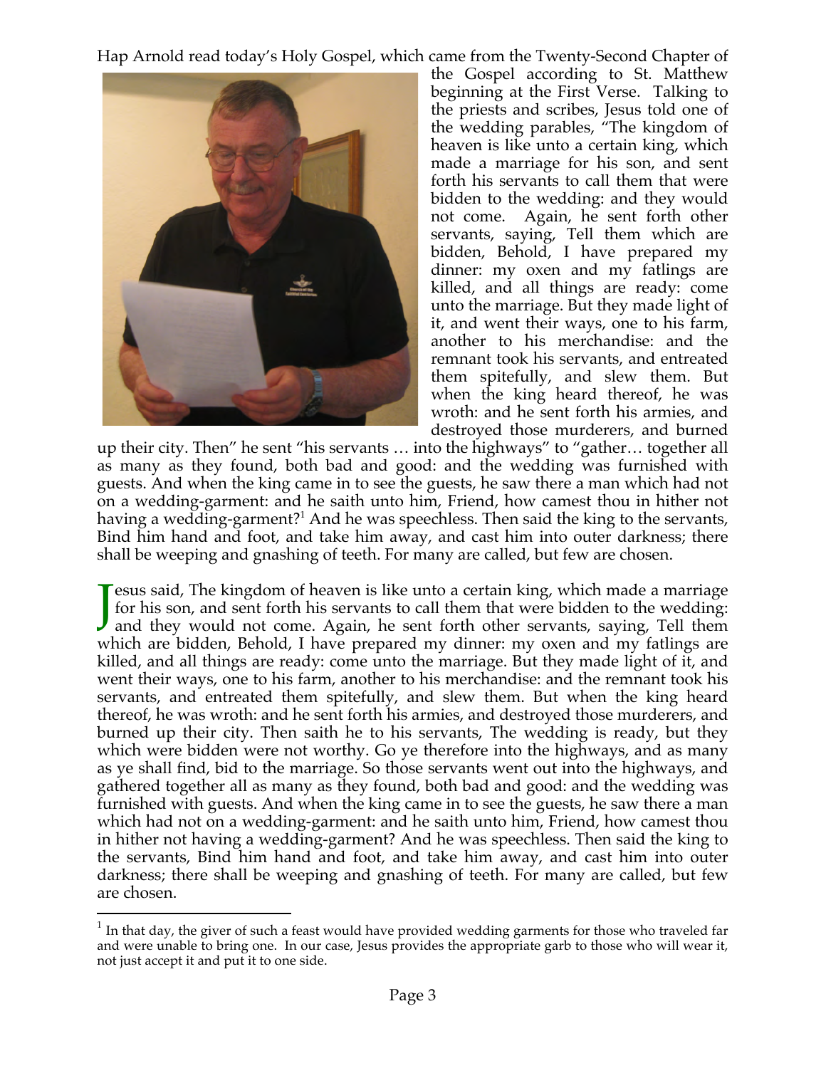Hap Arnold read today's Holy Gospel, which came from the Twenty-Second Chapter of the Gospel according to St. Matthew beginning at the First Verse. Talking to the priests and scribes, Jesus told one of the wedding parables, "The kingdom of heaven is like unto a certain king, which made a marriage for his son, and sent forth his servants to call them that were bidden to the wedding: and they would not come. Again, he sent forth other servants, saying, Tell them which are bidden, Behold, I have prepared my dinner: my oxen and my fatlings are killed, and all things are ready: come unto the marriage. But they made light of it, and went their ways, one to his farm, another to his merchandise: and the remnant took his servants, and entreated them spitefully, and slew them. But when the king heard thereof, he was wroth: and he sent forth his armies, and destroyed those murderers, and burned up their city. Then" he sent "his servants … into the highways" to "gather… together all as many as they found, both bad and good: and the wedding was furnished with guests. And when the king came in to see the guests, he saw there a man which had not on a wedding-garment: and he saith unto him, Friend, how camest thou in hither not having a wedding-garment?[1] And he was speechless. Then said the king to the servants, Bind him hand and foot, and take him away, and cast him into outer darkness; there shall be weeping and gnashing of teeth. For many are called, but few are chosen.

Jesus said, The kingdom of heaven is like unto a certain king, which made a marriage for his son, and sent forth his servants to call them that were bidden to the wedding: and they would not come. Again, he sent forth other servants, saying, Tell them which are bidden, Behold, I have prepared my dinner: my oxen and my fatlings are killed, and all things are ready: come unto the marriage. But they made light of it, and went their ways, one to his farm, another to his merchandise: and the remnant took his servants, and entreated them spitefully, and slew them. But when the king heard thereof, he was wroth: and he sent forth his armies, and destroyed those murderers, and burned up their city. Then saith he to his servants, The wedding is ready, but they which were bidden were not worthy. Go ye therefore into the highways, and as many as ye shall find, bid to the marriage. So those servants went out into the highways, and gathered together all as many as they found, both bad and good: and the wedding was furnished with guests. And when the king came in to see the guests, he saw there a man which had not on a wedding-garment: and he saith unto him, Friend, how camest thou in hither not having a wedding-garment? And he was speechless. Then said the king to the servants, Bind him hand and foot, and take him away, and cast him into outer darkness; there shall be weeping and gnashing of teeth. For many are called, but few are chosen.

---

[1] In that day, the giver of such a feast would have provided wedding garments for those who traveled far and were unable to bring one. In our case, Jesus provides the appropriate garb to those who will wear it, not just accept it and put it to one side.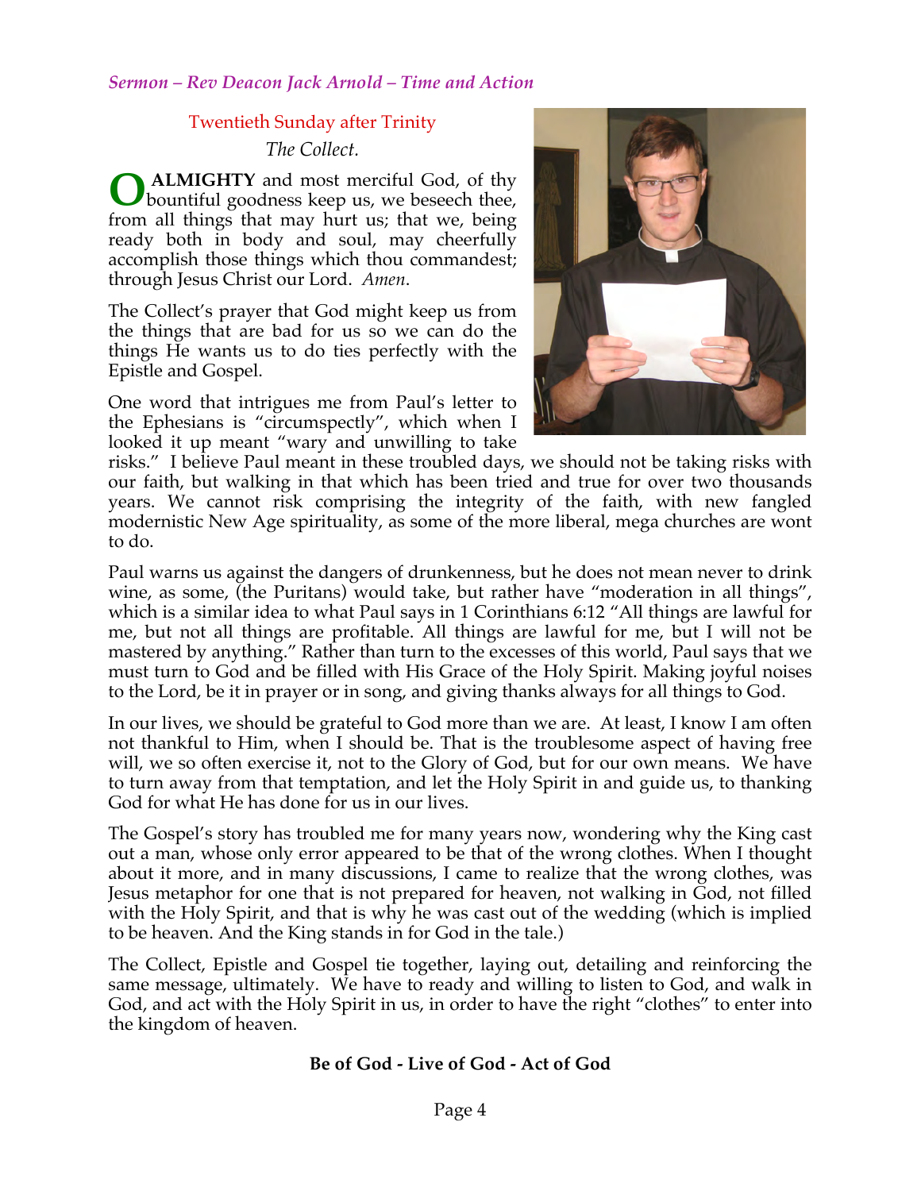*Sermon – Rev Deacon Jack Arnold – Time and Action*

Twentieth Sunday after Trinity

*The Collect.*

**O ALMIGHTY** and most merciful God, of thy bountiful goodness keep us, we beseech thee, from all things that may hurt us; that we, being ready both in body and soul, may cheerfully accomplish those things which thou commandest; through Jesus Christ our Lord. *Amen*.

The Collect's prayer that God might keep us from the things that are bad for us so we can do the things He wants us to do ties perfectly with the Epistle and Gospel.

One word that intrigues me from Paul's letter to the Ephesians is "circumspectly", which when I looked it up meant "wary and unwilling to take risks." I believe Paul meant in these troubled days, we should not be taking risks with our faith, but walking in that which has been tried and true for over two thousands years. We cannot risk comprising the integrity of the faith, with new fangled modernistic New Age spirituality, as some of the more liberal, mega churches are wont to do.

Paul warns us against the dangers of drunkenness, but he does not mean never to drink wine, as some, (the Puritans) would take, but rather have "moderation in all things", which is a similar idea to what Paul says in 1 Corinthians 6:12 "All things are lawful for me, but not all things are profitable. All things are lawful for me, but I will not be mastered by anything." Rather than turn to the excesses of this world, Paul says that we must turn to God and be filled with His Grace of the Holy Spirit. Making joyful noises to the Lord, be it in prayer or in song, and giving thanks always for all things to God.

In our lives, we should be grateful to God more than we are. At least, I know I am often not thankful to Him, when I should be. That is the troublesome aspect of having free will, we so often exercise it, not to the Glory of God, but for our own means. We have to turn away from that temptation, and let the Holy Spirit in and guide us, to thanking God for what He has done for us in our lives.

The Gospel's story has troubled me for many years now, wondering why the King cast out a man, whose only error appeared to be that of the wrong clothes. When I thought about it more, and in many discussions, I came to realize that the wrong clothes, was Jesus metaphor for one that is not prepared for heaven, not walking in God, not filled with the Holy Spirit, and that is why he was cast out of the wedding (which is implied to be heaven. And the King stands in for God in the tale.)

The Collect, Epistle and Gospel tie together, laying out, detailing and reinforcing the same message, ultimately. We have to ready and willing to listen to God, and walk in God, and act with the Holy Spirit in us, in order to have the right "clothes" to enter into the kingdom of heaven.

**Be of God - Live of God - Act of God**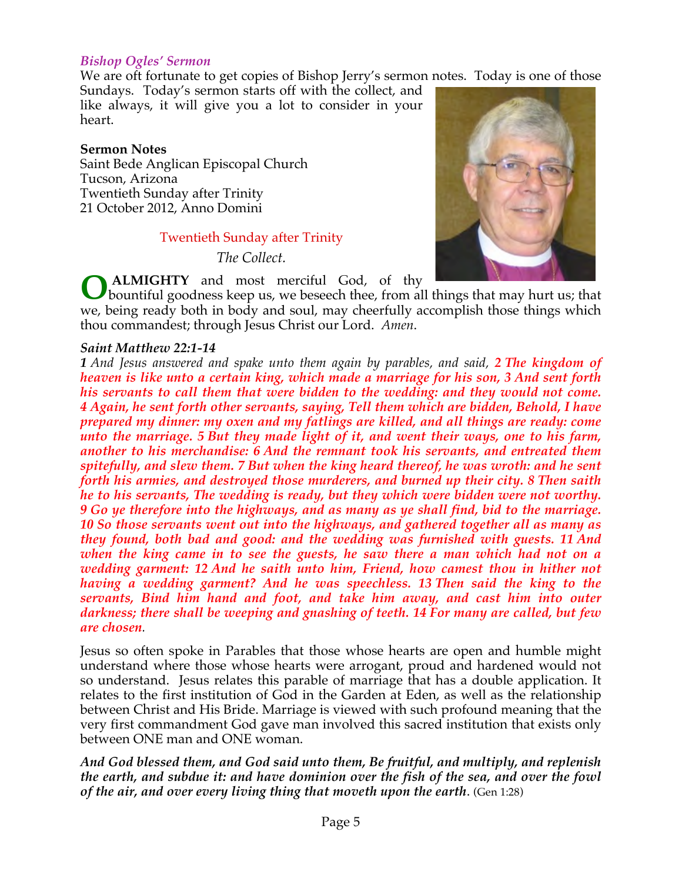### *Bishop Ogles' Sermon*

We are oft fortunate to get copies of Bishop Jerry's sermon notes. Today is one of those Sundays. Today's sermon starts off with the collect, and like always, it will give you a lot to consider in your heart.

**Sermon Notes**
Saint Bede Anglican Episcopal Church
Tucson, Arizona
Twentieth Sunday after Trinity
21 October 2012, Anno Domini

Twentieth Sunday after Trinity

*The Collect.*

**O ALMIGHTY** and most merciful God, of thy bountiful goodness keep us, we beseech thee, from all things that may hurt us; that we, being ready both in body and soul, may cheerfully accomplish those things which thou commandest; through Jesus Christ our Lord. *Amen.*

***Saint Matthew 22:1-14***

***1*** *And Jesus answered and spake unto them again by parables, and said,* ***2*** ***The kingdom of heaven is like unto a certain king, which made a marriage for his son, 3 And sent forth his servants to call them that were bidden to the wedding: and they would not come. 4 Again, he sent forth other servants, saying, Tell them which are bidden, Behold, I have prepared my dinner: my oxen and my fatlings are killed, and all things are ready: come unto the marriage. 5 But they made light of it, and went their ways, one to his farm, another to his merchandise: 6 And the remnant took his servants, and entreated them spitefully, and slew them. 7 But when the king heard thereof, he was wroth: and he sent forth his armies, and destroyed those murderers, and burned up their city. 8 Then saith he to his servants, The wedding is ready, but they which were bidden were not worthy. 9 Go ye therefore into the highways, and as many as ye shall find, bid to the marriage. 10 So those servants went out into the highways, and gathered together all as many as they found, both bad and good: and the wedding was furnished with guests. 11 And when the king came in to see the guests, he saw there a man which had not on a wedding garment: 12 And he saith unto him, Friend, how camest thou in hither not having a wedding garment? And he was speechless. 13 Then said the king to the servants, Bind him hand and foot, and take him away, and cast him into outer darkness; there shall be weeping and gnashing of teeth. 14 For many are called, but few are chosen.***

Jesus so often spoke in Parables that those whose hearts are open and humble might understand where those whose hearts were arrogant, proud and hardened would not so understand. Jesus relates this parable of marriage that has a double application. It relates to the first institution of God in the Garden at Eden, as well as the relationship between Christ and His Bride. Marriage is viewed with such profound meaning that the very first commandment God gave man involved this sacred institution that exists only between ONE man and ONE woman.

***And God blessed them, and God said unto them, Be fruitful, and multiply, and replenish the earth, and subdue it: and have dominion over the fish of the sea, and over the fowl of the air, and over every living thing that moveth upon the earth.*** (Gen 1:28)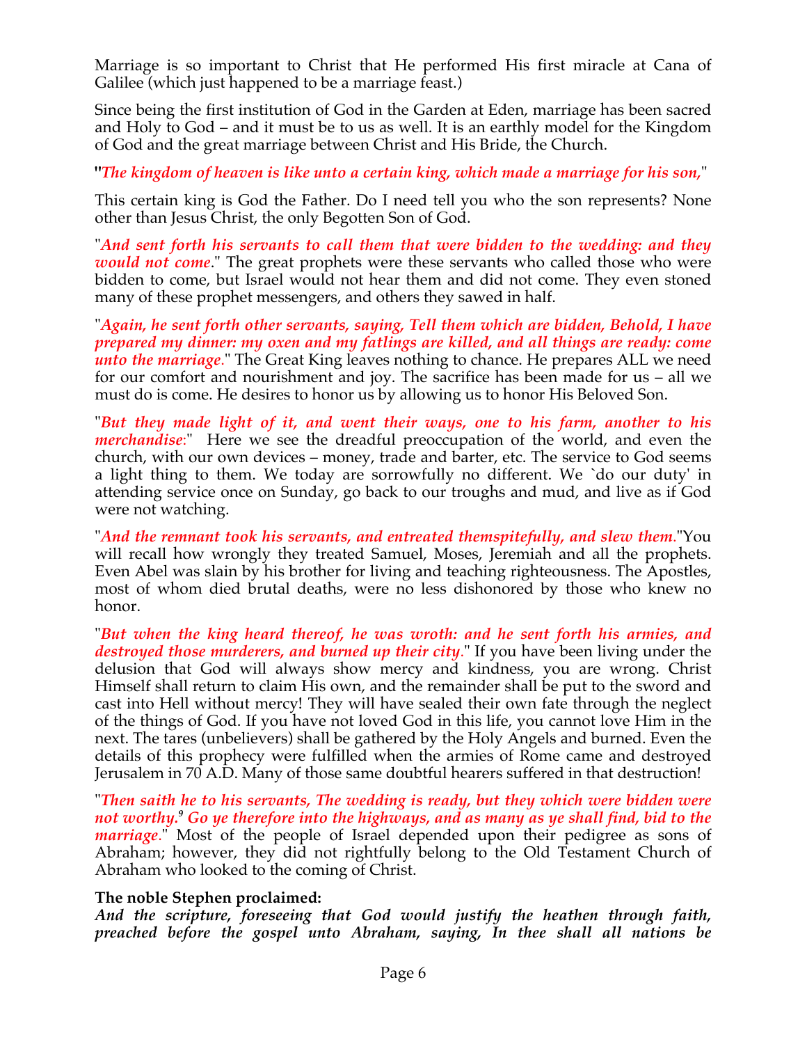Marriage is so important to Christ that He performed His first miracle at Cana of Galilee (which just happened to be a marriage feast.)

Since being the first institution of God in the Garden at Eden, marriage has been sacred and Holy to God – and it must be to us as well. It is an earthly model for the Kingdom of God and the great marriage between Christ and His Bride, the Church.

**"*The kingdom of heaven is like unto a certain king, which made a marriage for his son,*"**

This certain king is God the Father. Do I need tell you who the son represents? None other than Jesus Christ, the only Begotten Son of God.

"***And sent forth his servants to call them that were bidden to the wedding: and they would not come***." The great prophets were these servants who called those who were bidden to come, but Israel would not hear them and did not come. They even stoned many of these prophet messengers, and others they sawed in half.

"***Again, he sent forth other servants, saying, Tell them which are bidden, Behold, I have prepared my dinner: my oxen and my fatlings are killed, and all things are ready: come unto the marriage***." The Great King leaves nothing to chance. He prepares ALL we need for our comfort and nourishment and joy. The sacrifice has been made for us – all we must do is come. He desires to honor us by allowing us to honor His Beloved Son.

"***But they made light of it, and went their ways, one to his farm, another to his merchandise***:" Here we see the dreadful preoccupation of the world, and even the church, with our own devices – money, trade and barter, etc. The service to God seems a light thing to them. We today are sorrowfully no different. We `do our duty' in attending service once on Sunday, go back to our troughs and mud, and live as if God were not watching.

"***And the remnant took his servants, and entreated themspitefully, and slew them***."You will recall how wrongly they treated Samuel, Moses, Jeremiah and all the prophets. Even Abel was slain by his brother for living and teaching righteousness. The Apostles, most of whom died brutal deaths, were no less dishonored by those who knew no honor.

"***But when the king heard thereof, he was wroth: and he sent forth his armies, and destroyed those murderers, and burned up their city***." If you have been living under the delusion that God will always show mercy and kindness, you are wrong. Christ Himself shall return to claim His own, and the remainder shall be put to the sword and cast into Hell without mercy! They will have sealed their own fate through the neglect of the things of God. If you have not loved God in this life, you cannot love Him in the next. The tares (unbelievers) shall be gathered by the Holy Angels and burned. Even the details of this prophecy were fulfilled when the armies of Rome came and destroyed Jerusalem in 70 A.D. Many of those same doubtful hearers suffered in that destruction!

"***Then saith he to his servants, The wedding is ready, but they which were bidden were not worthy.[9] Go ye therefore into the highways, and as many as ye shall find, bid to the marriage***." Most of the people of Israel depended upon their pedigree as sons of Abraham; however, they did not rightfully belong to the Old Testament Church of Abraham who looked to the coming of Christ.

**The noble Stephen proclaimed:**

***And the scripture, foreseeing that God would justify the heathen through faith, preached before the gospel unto Abraham, saying, In thee shall all nations be***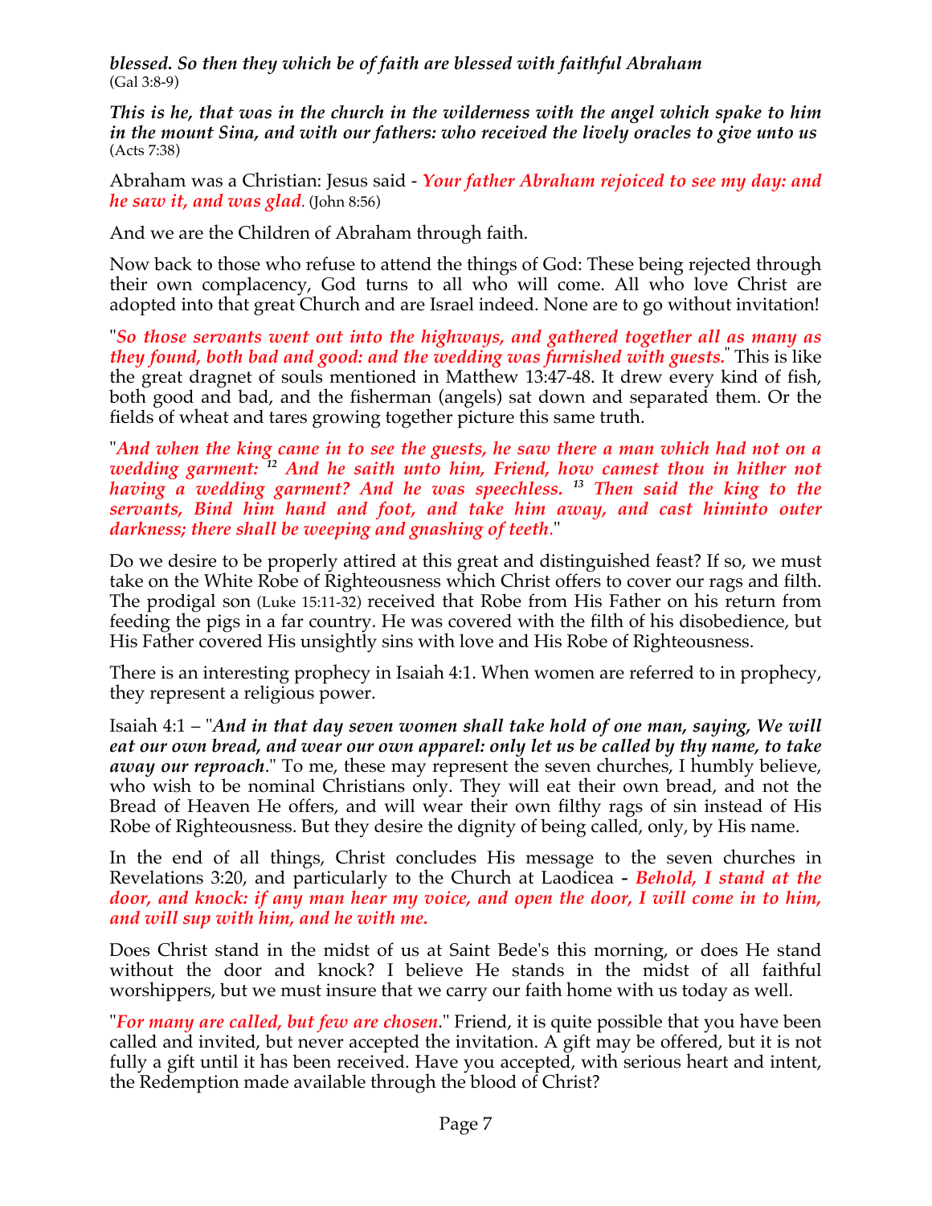***blessed. So then they which be of faith are blessed with faithful Abraham*** (Gal 3:8-9)

***This is he, that was in the church in the wilderness with the angel which spake to him in the mount Sina, and with our fathers: who received the lively oracles to give unto us*** (Acts 7:38)

Abraham was a Christian: Jesus said - ***Your father Abraham rejoiced to see my day: and he saw it, and was glad***. (John 8:56)

And we are the Children of Abraham through faith.

Now back to those who refuse to attend the things of God: These being rejected through their own complacency, God turns to all who will come. All who love Christ are adopted into that great Church and are Israel indeed. None are to go without invitation!

"***So those servants went out into the highways, and gathered together all as many as they found, both bad and good: and the wedding was furnished with guests.***" This is like the great dragnet of souls mentioned in Matthew 13:47-48. It drew every kind of fish, both good and bad, and the fisherman (angels) sat down and separated them. Or the fields of wheat and tares growing together picture this same truth.

"***And when the king came in to see the guests, he saw there a man which had not on a wedding garment: [12] And he saith unto him, Friend, how camest thou in hither not having a wedding garment? And he was speechless. [13] Then said the king to the servants, Bind him hand and foot, and take him away, and cast himinto outer darkness; there shall be weeping and gnashing of teeth***."

Do we desire to be properly attired at this great and distinguished feast? If so, we must take on the White Robe of Righteousness which Christ offers to cover our rags and filth. The prodigal son (Luke 15:11-32) received that Robe from His Father on his return from feeding the pigs in a far country. He was covered with the filth of his disobedience, but His Father covered His unsightly sins with love and His Robe of Righteousness.

There is an interesting prophecy in Isaiah 4:1. When women are referred to in prophecy, they represent a religious power.

Isaiah 4:1 – "***And in that day seven women shall take hold of one man, saying, We will eat our own bread, and wear our own apparel: only let us be called by thy name, to take away our reproach***." To me, these may represent the seven churches, I humbly believe, who wish to be nominal Christians only. They will eat their own bread, and not the Bread of Heaven He offers, and will wear their own filthy rags of sin instead of His Robe of Righteousness. But they desire the dignity of being called, only, by His name.

In the end of all things, Christ concludes His message to the seven churches in Revelations 3:20, and particularly to the Church at Laodicea - ***Behold, I stand at the door, and knock: if any man hear my voice, and open the door, I will come in to him, and will sup with him, and he with me.***

Does Christ stand in the midst of us at Saint Bede's this morning, or does He stand without the door and knock? I believe He stands in the midst of all faithful worshippers, but we must insure that we carry our faith home with us today as well.

"***For many are called, but few are chosen***." Friend, it is quite possible that you have been called and invited, but never accepted the invitation. A gift may be offered, but it is not fully a gift until it has been received. Have you accepted, with serious heart and intent, the Redemption made available through the blood of Christ?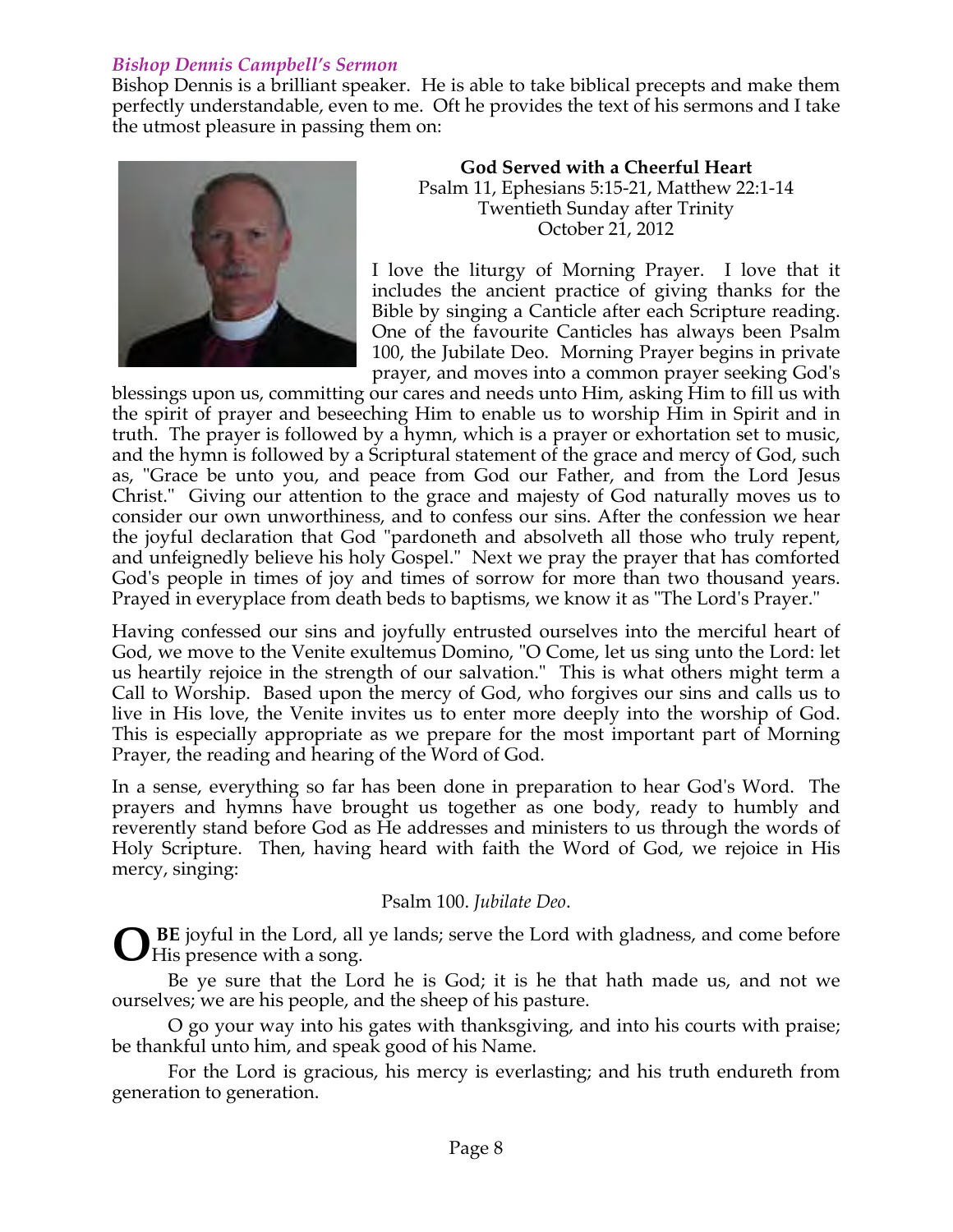*Bishop Dennis Campbell's Sermon*

Bishop Dennis is a brilliant speaker. He is able to take biblical precepts and make them perfectly understandable, even to me. Oft he provides the text of his sermons and I take the utmost pleasure in passing them on:

**God Served with a Cheerful Heart**
Psalm 11, Ephesians 5:15-21, Matthew 22:1-14
Twentieth Sunday after Trinity
October 21, 2012

I love the liturgy of Morning Prayer. I love that it includes the ancient practice of giving thanks for the Bible by singing a Canticle after each Scripture reading. One of the favourite Canticles has always been Psalm 100, the Jubilate Deo. Morning Prayer begins in private prayer, and moves into a common prayer seeking God's blessings upon us, committing our cares and needs unto Him, asking Him to fill us with the spirit of prayer and beseeching Him to enable us to worship Him in Spirit and in truth. The prayer is followed by a hymn, which is a prayer or exhortation set to music, and the hymn is followed by a Scriptural statement of the grace and mercy of God, such as, "Grace be unto you, and peace from God our Father, and from the Lord Jesus Christ." Giving our attention to the grace and majesty of God naturally moves us to consider our own unworthiness, and to confess our sins. After the confession we hear the joyful declaration that God "pardoneth and absolveth all those who truly repent, and unfeignedly believe his holy Gospel." Next we pray the prayer that has comforted God's people in times of joy and times of sorrow for more than two thousand years. Prayed in everyplace from death beds to baptisms, we know it as "The Lord's Prayer."

Having confessed our sins and joyfully entrusted ourselves into the merciful heart of God, we move to the Venite exultemus Domino, "O Come, let us sing unto the Lord: let us heartily rejoice in the strength of our salvation." This is what others might term a Call to Worship. Based upon the mercy of God, who forgives our sins and calls us to live in His love, the Venite invites us to enter more deeply into the worship of God. This is especially appropriate as we prepare for the most important part of Morning Prayer, the reading and hearing of the Word of God.

In a sense, everything so far has been done in preparation to hear God's Word. The prayers and hymns have brought us together as one body, ready to humbly and reverently stand before God as He addresses and ministers to us through the words of Holy Scripture. Then, having heard with faith the Word of God, we rejoice in His mercy, singing:

Psalm 100. *Jubilate Deo*.

**O BE** joyful in the Lord, all ye lands; serve the Lord with gladness, and come before His presence with a song.

Be ye sure that the Lord he is God; it is he that hath made us, and not we ourselves; we are his people, and the sheep of his pasture.

O go your way into his gates with thanksgiving, and into his courts with praise; be thankful unto him, and speak good of his Name.

For the Lord is gracious, his mercy is everlasting; and his truth endureth from generation to generation.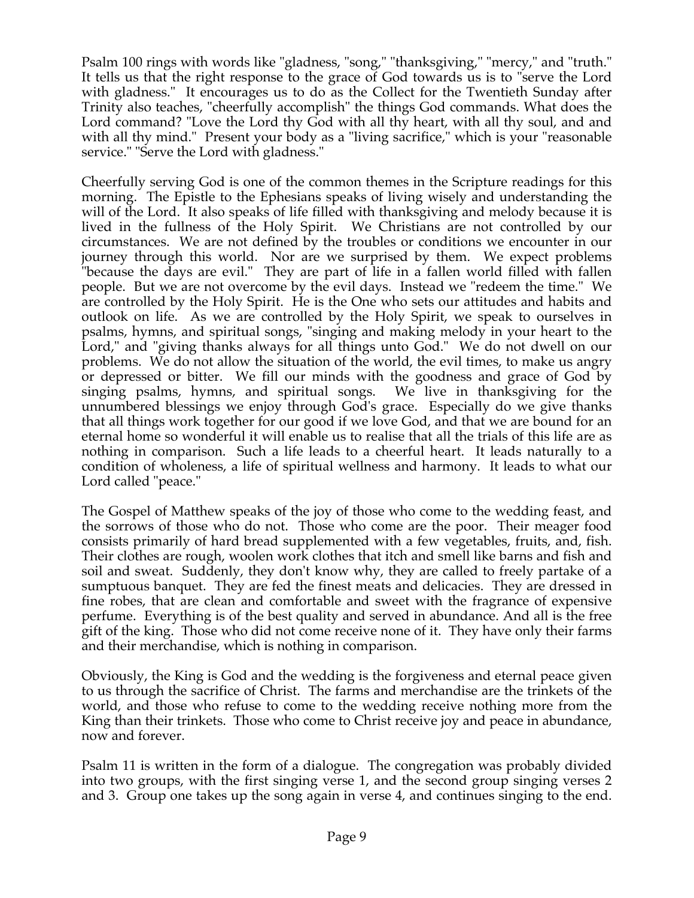Psalm 100 rings with words like "gladness, "song," "thanksgiving," "mercy," and "truth." It tells us that the right response to the grace of God towards us is to "serve the Lord with gladness." It encourages us to do as the Collect for the Twentieth Sunday after Trinity also teaches, "cheerfully accomplish" the things God commands. What does the Lord command? "Love the Lord thy God with all thy heart, with all thy soul, and and with all thy mind." Present your body as a "living sacrifice," which is your "reasonable service." "Serve the Lord with gladness."

Cheerfully serving God is one of the common themes in the Scripture readings for this morning. The Epistle to the Ephesians speaks of living wisely and understanding the will of the Lord. It also speaks of life filled with thanksgiving and melody because it is lived in the fullness of the Holy Spirit. We Christians are not controlled by our circumstances. We are not defined by the troubles or conditions we encounter in our journey through this world. Nor are we surprised by them. We expect problems "because the days are evil." They are part of life in a fallen world filled with fallen people. But we are not overcome by the evil days. Instead we "redeem the time." We are controlled by the Holy Spirit. He is the One who sets our attitudes and habits and outlook on life. As we are controlled by the Holy Spirit, we speak to ourselves in psalms, hymns, and spiritual songs, "singing and making melody in your heart to the Lord," and "giving thanks always for all things unto God." We do not dwell on our problems. We do not allow the situation of the world, the evil times, to make us angry or depressed or bitter. We fill our minds with the goodness and grace of God by singing psalms, hymns, and spiritual songs. We live in thanksgiving for the unnumbered blessings we enjoy through God's grace. Especially do we give thanks that all things work together for our good if we love God, and that we are bound for an eternal home so wonderful it will enable us to realise that all the trials of this life are as nothing in comparison. Such a life leads to a cheerful heart. It leads naturally to a condition of wholeness, a life of spiritual wellness and harmony. It leads to what our Lord called "peace."

The Gospel of Matthew speaks of the joy of those who come to the wedding feast, and the sorrows of those who do not. Those who come are the poor. Their meager food consists primarily of hard bread supplemented with a few vegetables, fruits, and, fish. Their clothes are rough, woolen work clothes that itch and smell like barns and fish and soil and sweat. Suddenly, they don't know why, they are called to freely partake of a sumptuous banquet. They are fed the finest meats and delicacies. They are dressed in fine robes, that are clean and comfortable and sweet with the fragrance of expensive perfume. Everything is of the best quality and served in abundance. And all is the free gift of the king. Those who did not come receive none of it. They have only their farms and their merchandise, which is nothing in comparison.

Obviously, the King is God and the wedding is the forgiveness and eternal peace given to us through the sacrifice of Christ. The farms and merchandise are the trinkets of the world, and those who refuse to come to the wedding receive nothing more from the King than their trinkets. Those who come to Christ receive joy and peace in abundance, now and forever.

Psalm 11 is written in the form of a dialogue. The congregation was probably divided into two groups, with the first singing verse 1, and the second group singing verses 2 and 3. Group one takes up the song again in verse 4, and continues singing to the end.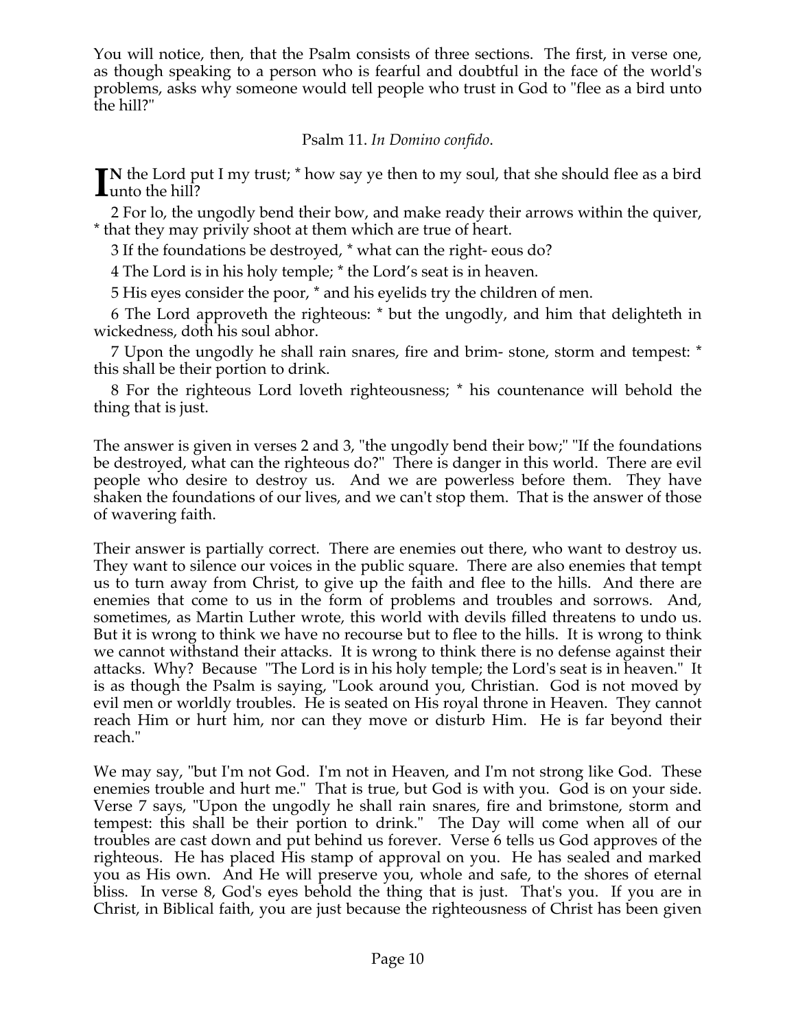You will notice, then, that the Psalm consists of three sections. The first, in verse one, as though speaking to a person who is fearful and doubtful in the face of the world's problems, asks why someone would tell people who trust in God to "flee as a bird unto the hill?"

Psalm 11. *In Domino confido*.

**IN** the Lord put I my trust; * how say ye then to my soul, that she should flee as a bird unto the hill?

2 For lo, the ungodly bend their bow, and make ready their arrows within the quiver, * that they may privily shoot at them which are true of heart.

3 If the foundations be destroyed, * what can the right- eous do?

4 The Lord is in his holy temple; * the Lord's seat is in heaven.

5 His eyes consider the poor, * and his eyelids try the children of men.

6 The Lord approveth the righteous: * but the ungodly, and him that delighteth in wickedness, doth his soul abhor.

7 Upon the ungodly he shall rain snares, fire and brim- stone, storm and tempest: * this shall be their portion to drink.

8 For the righteous Lord loveth righteousness; * his countenance will behold the thing that is just.

The answer is given in verses 2 and 3, "the ungodly bend their bow;" "If the foundations be destroyed, what can the righteous do?" There is danger in this world. There are evil people who desire to destroy us. And we are powerless before them. They have shaken the foundations of our lives, and we can't stop them. That is the answer of those of wavering faith.

Their answer is partially correct. There are enemies out there, who want to destroy us. They want to silence our voices in the public square. There are also enemies that tempt us to turn away from Christ, to give up the faith and flee to the hills. And there are enemies that come to us in the form of problems and troubles and sorrows. And, sometimes, as Martin Luther wrote, this world with devils filled threatens to undo us. But it is wrong to think we have no recourse but to flee to the hills. It is wrong to think we cannot withstand their attacks. It is wrong to think there is no defense against their attacks. Why? Because "The Lord is in his holy temple; the Lord's seat is in heaven." It is as though the Psalm is saying, "Look around you, Christian. God is not moved by evil men or worldly troubles. He is seated on His royal throne in Heaven. They cannot reach Him or hurt him, nor can they move or disturb Him. He is far beyond their reach."

We may say, "but I'm not God. I'm not in Heaven, and I'm not strong like God. These enemies trouble and hurt me." That is true, but God is with you. God is on your side. Verse 7 says, "Upon the ungodly he shall rain snares, fire and brimstone, storm and tempest: this shall be their portion to drink." The Day will come when all of our troubles are cast down and put behind us forever. Verse 6 tells us God approves of the righteous. He has placed His stamp of approval on you. He has sealed and marked you as His own. And He will preserve you, whole and safe, to the shores of eternal bliss. In verse 8, God's eyes behold the thing that is just. That's you. If you are in Christ, in Biblical faith, you are just because the righteousness of Christ has been given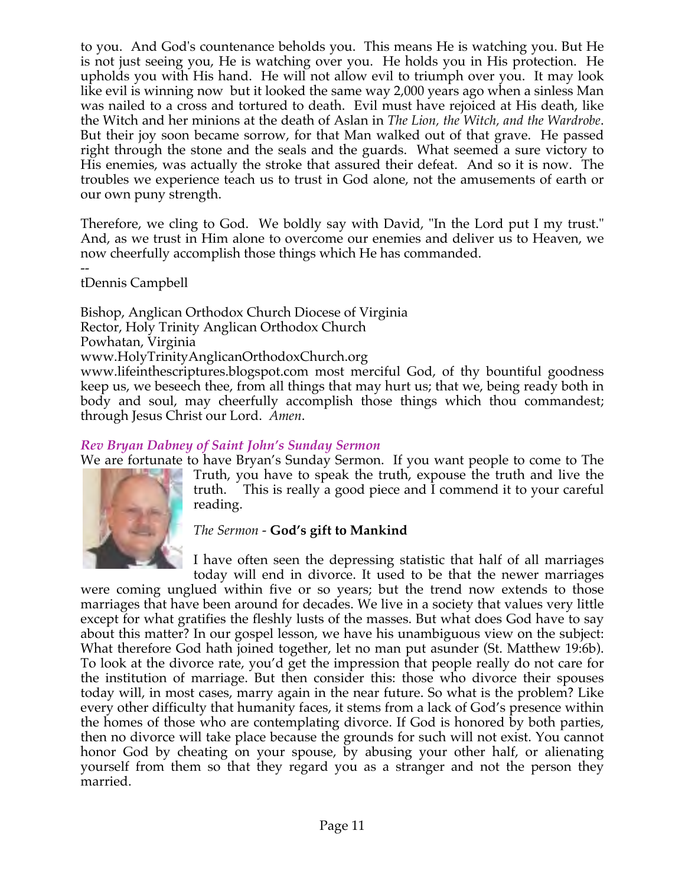to you. And God's countenance beholds you. This means He is watching you. But He is not just seeing you, He is watching over you. He holds you in His protection. He upholds you with His hand. He will not allow evil to triumph over you. It may look like evil is winning now but it looked the same way 2,000 years ago when a sinless Man was nailed to a cross and tortured to death. Evil must have rejoiced at His death, like the Witch and her minions at the death of Aslan in *The Lion, the Witch, and the Wardrobe*. But their joy soon became sorrow, for that Man walked out of that grave. He passed right through the stone and the seals and the guards. What seemed a sure victory to His enemies, was actually the stroke that assured their defeat. And so it is now. The troubles we experience teach us to trust in God alone, not the amusements of earth or our own puny strength.

Therefore, we cling to God. We boldly say with David, "In the Lord put I my trust." And, as we trust in Him alone to overcome our enemies and deliver us to Heaven, we now cheerfully accomplish those things which He has commanded.

--
tDennis Campbell

Bishop, Anglican Orthodox Church Diocese of Virginia
Rector, Holy Trinity Anglican Orthodox Church
Powhatan, Virginia
www.HolyTrinityAnglicanOrthodoxChurch.org
www.lifeinthescriptures.blogspot.com most merciful God, of thy bountiful goodness keep us, we beseech thee, from all things that may hurt us; that we, being ready both in body and soul, may cheerfully accomplish those things which thou commandest; through Jesus Christ our Lord. *Amen*.

### *Rev Bryan Dabney of Saint John's Sunday Sermon*

We are fortunate to have Bryan's Sunday Sermon. If you want people to come to The Truth, you have to speak the truth, expouse the truth and live the truth. This is really a good piece and I commend it to your careful reading.

*The Sermon* - **God's gift to Mankind**

I have often seen the depressing statistic that half of all marriages today will end in divorce. It used to be that the newer marriages were coming unglued within five or so years; but the trend now extends to those marriages that have been around for decades. We live in a society that values very little except for what gratifies the fleshly lusts of the masses. But what does God have to say about this matter? In our gospel lesson, we have his unambiguous view on the subject: What therefore God hath joined together, let no man put asunder (St. Matthew 19:6b). To look at the divorce rate, you'd get the impression that people really do not care for the institution of marriage. But then consider this: those who divorce their spouses today will, in most cases, marry again in the near future. So what is the problem? Like every other difficulty that humanity faces, it stems from a lack of God's presence within the homes of those who are contemplating divorce. If God is honored by both parties, then no divorce will take place because the grounds for such will not exist. You cannot honor God by cheating on your spouse, by abusing your other half, or alienating yourself from them so that they regard you as a stranger and not the person they married.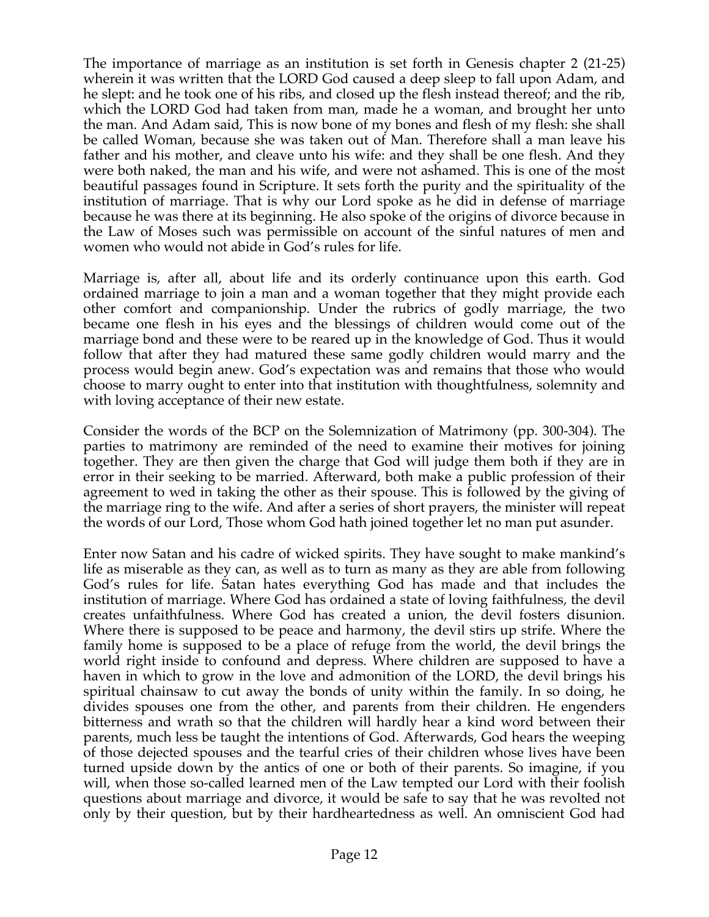The importance of marriage as an institution is set forth in Genesis chapter 2 (21-25) wherein it was written that the LORD God caused a deep sleep to fall upon Adam, and he slept: and he took one of his ribs, and closed up the flesh instead thereof; and the rib, which the LORD God had taken from man, made he a woman, and brought her unto the man. And Adam said, This is now bone of my bones and flesh of my flesh: she shall be called Woman, because she was taken out of Man. Therefore shall a man leave his father and his mother, and cleave unto his wife: and they shall be one flesh. And they were both naked, the man and his wife, and were not ashamed. This is one of the most beautiful passages found in Scripture. It sets forth the purity and the spirituality of the institution of marriage. That is why our Lord spoke as he did in defense of marriage because he was there at its beginning. He also spoke of the origins of divorce because in the Law of Moses such was permissible on account of the sinful natures of men and women who would not abide in God's rules for life.

Marriage is, after all, about life and its orderly continuance upon this earth. God ordained marriage to join a man and a woman together that they might provide each other comfort and companionship. Under the rubrics of godly marriage, the two became one flesh in his eyes and the blessings of children would come out of the marriage bond and these were to be reared up in the knowledge of God. Thus it would follow that after they had matured these same godly children would marry and the process would begin anew. God's expectation was and remains that those who would choose to marry ought to enter into that institution with thoughtfulness, solemnity and with loving acceptance of their new estate.

Consider the words of the BCP on the Solemnization of Matrimony (pp. 300-304). The parties to matrimony are reminded of the need to examine their motives for joining together. They are then given the charge that God will judge them both if they are in error in their seeking to be married. Afterward, both make a public profession of their agreement to wed in taking the other as their spouse. This is followed by the giving of the marriage ring to the wife. And after a series of short prayers, the minister will repeat the words of our Lord, Those whom God hath joined together let no man put asunder.

Enter now Satan and his cadre of wicked spirits. They have sought to make mankind's life as miserable as they can, as well as to turn as many as they are able from following God's rules for life. Satan hates everything God has made and that includes the institution of marriage. Where God has ordained a state of loving faithfulness, the devil creates unfaithfulness. Where God has created a union, the devil fosters disunion. Where there is supposed to be peace and harmony, the devil stirs up strife. Where the family home is supposed to be a place of refuge from the world, the devil brings the world right inside to confound and depress. Where children are supposed to have a haven in which to grow in the love and admonition of the LORD, the devil brings his spiritual chainsaw to cut away the bonds of unity within the family. In so doing, he divides spouses one from the other, and parents from their children. He engenders bitterness and wrath so that the children will hardly hear a kind word between their parents, much less be taught the intentions of God. Afterwards, God hears the weeping of those dejected spouses and the tearful cries of their children whose lives have been turned upside down by the antics of one or both of their parents. So imagine, if you will, when those so-called learned men of the Law tempted our Lord with their foolish questions about marriage and divorce, it would be safe to say that he was revolted not only by their question, but by their hardheartedness as well. An omniscient God had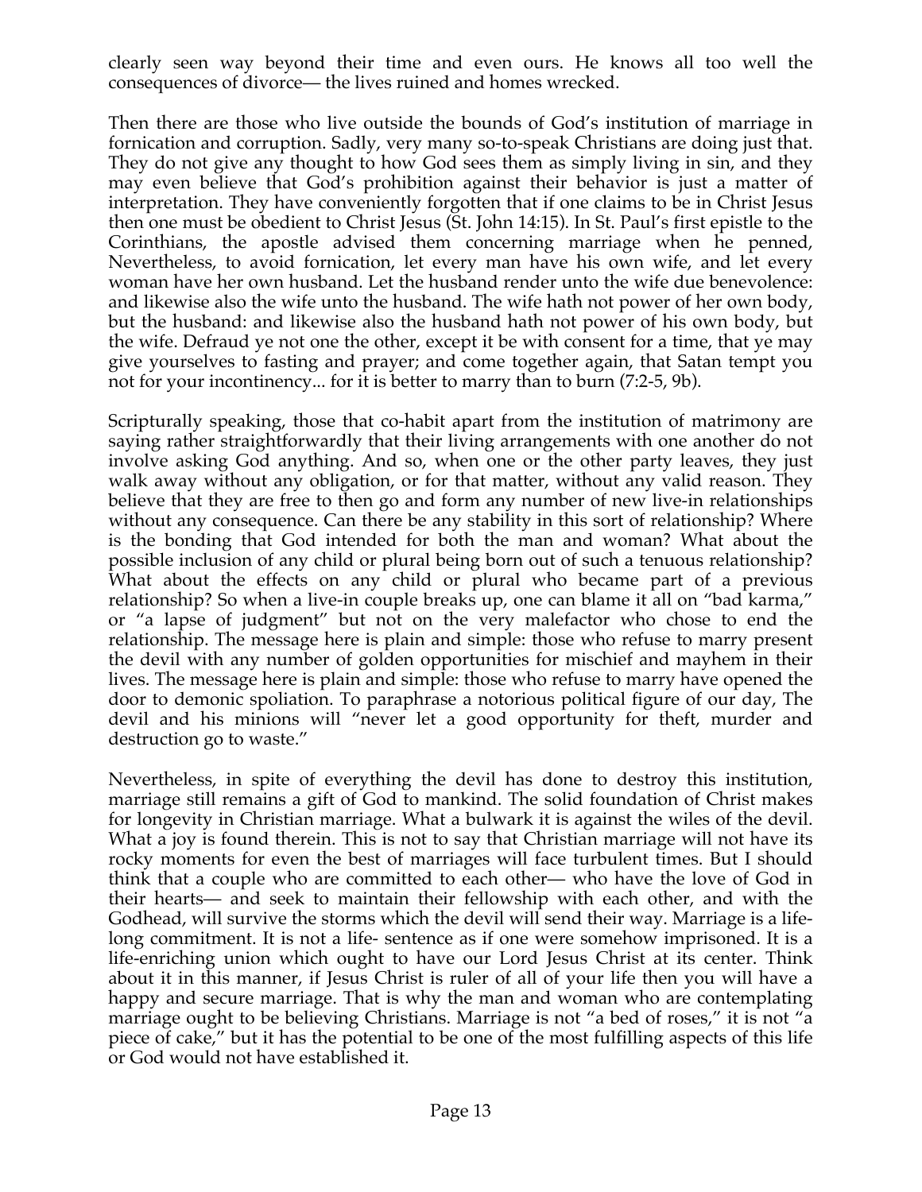clearly seen way beyond their time and even ours. He knows all too well the consequences of divorce— the lives ruined and homes wrecked.

Then there are those who live outside the bounds of God's institution of marriage in fornication and corruption. Sadly, very many so-to-speak Christians are doing just that. They do not give any thought to how God sees them as simply living in sin, and they may even believe that God's prohibition against their behavior is just a matter of interpretation. They have conveniently forgotten that if one claims to be in Christ Jesus then one must be obedient to Christ Jesus (St. John 14:15). In St. Paul's first epistle to the Corinthians, the apostle advised them concerning marriage when he penned, Nevertheless, to avoid fornication, let every man have his own wife, and let every woman have her own husband. Let the husband render unto the wife due benevolence: and likewise also the wife unto the husband. The wife hath not power of her own body, but the husband: and likewise also the husband hath not power of his own body, but the wife. Defraud ye not one the other, except it be with consent for a time, that ye may give yourselves to fasting and prayer; and come together again, that Satan tempt you not for your incontinency... for it is better to marry than to burn (7:2-5, 9b).

Scripturally speaking, those that co-habit apart from the institution of matrimony are saying rather straightforwardly that their living arrangements with one another do not involve asking God anything. And so, when one or the other party leaves, they just walk away without any obligation, or for that matter, without any valid reason. They believe that they are free to then go and form any number of new live-in relationships without any consequence. Can there be any stability in this sort of relationship? Where is the bonding that God intended for both the man and woman? What about the possible inclusion of any child or plural being born out of such a tenuous relationship? What about the effects on any child or plural who became part of a previous relationship? So when a live-in couple breaks up, one can blame it all on "bad karma," or "a lapse of judgment" but not on the very malefactor who chose to end the relationship. The message here is plain and simple: those who refuse to marry present the devil with any number of golden opportunities for mischief and mayhem in their lives. The message here is plain and simple: those who refuse to marry have opened the door to demonic spoliation. To paraphrase a notorious political figure of our day, The devil and his minions will "never let a good opportunity for theft, murder and destruction go to waste."

Nevertheless, in spite of everything the devil has done to destroy this institution, marriage still remains a gift of God to mankind. The solid foundation of Christ makes for longevity in Christian marriage. What a bulwark it is against the wiles of the devil. What a joy is found therein. This is not to say that Christian marriage will not have its rocky moments for even the best of marriages will face turbulent times. But I should think that a couple who are committed to each other— who have the love of God in their hearts— and seek to maintain their fellowship with each other, and with the Godhead, will survive the storms which the devil will send their way. Marriage is a life-long commitment. It is not a life- sentence as if one were somehow imprisoned. It is a life-enriching union which ought to have our Lord Jesus Christ at its center. Think about it in this manner, if Jesus Christ is ruler of all of your life then you will have a happy and secure marriage. That is why the man and woman who are contemplating marriage ought to be believing Christians. Marriage is not "a bed of roses," it is not "a piece of cake," but it has the potential to be one of the most fulfilling aspects of this life or God would not have established it.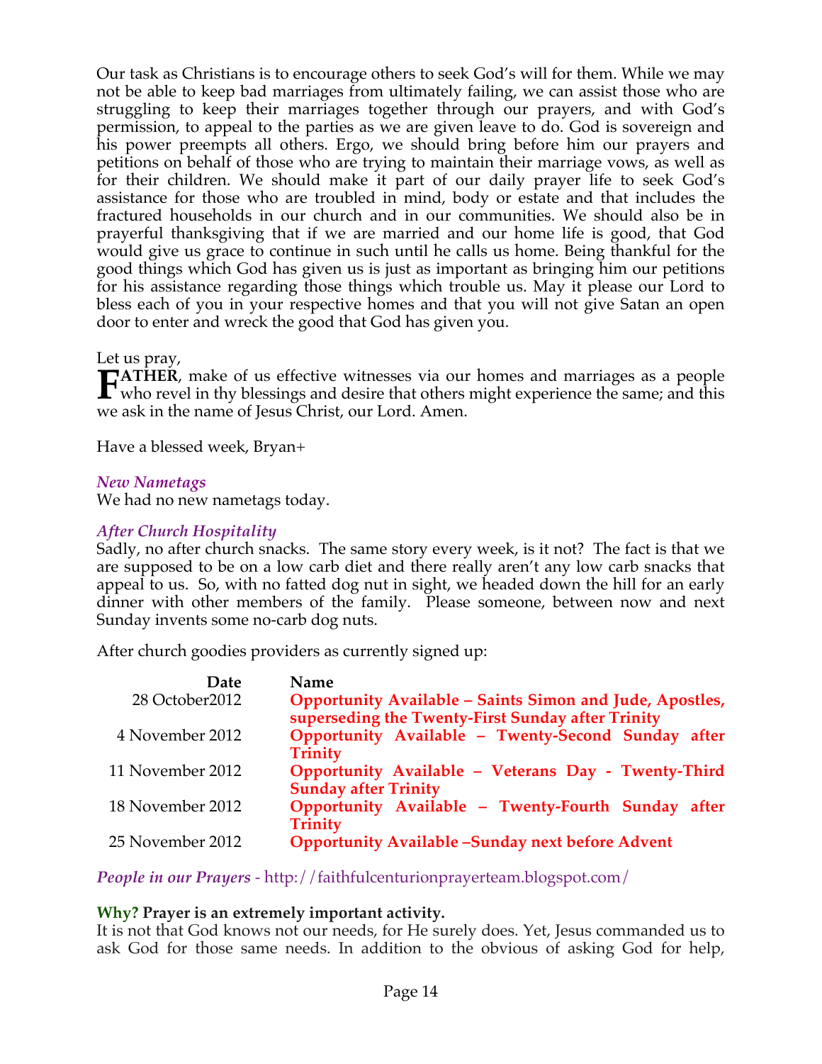Our task as Christians is to encourage others to seek God's will for them. While we may not be able to keep bad marriages from ultimately failing, we can assist those who are struggling to keep their marriages together through our prayers, and with God's permission, to appeal to the parties as we are given leave to do. God is sovereign and his power preempts all others. Ergo, we should bring before him our prayers and petitions on behalf of those who are trying to maintain their marriage vows, as well as for their children. We should make it part of our daily prayer life to seek God's assistance for those who are troubled in mind, body or estate and that includes the fractured households in our church and in our communities. We should also be in prayerful thanksgiving that if we are married and our home life is good, that God would give us grace to continue in such until he calls us home. Being thankful for the good things which God has given us is just as important as bringing him our petitions for his assistance regarding those things which trouble us. May it please our Lord to bless each of you in your respective homes and that you will not give Satan an open door to enter and wreck the good that God has given you.

Let us pray,

**FATHER**, make of us effective witnesses via our homes and marriages as a people who revel in thy blessings and desire that others might experience the same; and this we ask in the name of Jesus Christ, our Lord. Amen.

Have a blessed week, Bryan+

*New Nametags*

We had no new nametags today.

*After Church Hospitality*

Sadly, no after church snacks. The same story every week, is it not? The fact is that we are supposed to be on a low carb diet and there really aren't any low carb snacks that appeal to us. So, with no fatted dog nut in sight, we headed down the hill for an early dinner with other members of the family. Please someone, between now and next Sunday invents some no-carb dog nuts.

After church goodies providers as currently signed up:

| Date | Name |
|---|---|
| 28 October2012 | **Opportunity Available – Saints Simon and Jude, Apostles, superseding the Twenty-First Sunday after Trinity** |
| 4 November 2012 | **Opportunity Available – Twenty-Second Sunday after Trinity** |
| 11 November 2012 | **Opportunity Available – Veterans Day - Twenty-Third Sunday after Trinity** |
| 18 November 2012 | **Opportunity Available – Twenty-Fourth Sunday after Trinity** |
| 25 November 2012 | **Opportunity Available –Sunday next before Advent** |

*People in our Prayers* - http://faithfulcenturionprayerteam.blogspot.com/

**Why? Prayer is an extremely important activity.**

It is not that God knows not our needs, for He surely does. Yet, Jesus commanded us to ask God for those same needs. In addition to the obvious of asking God for help,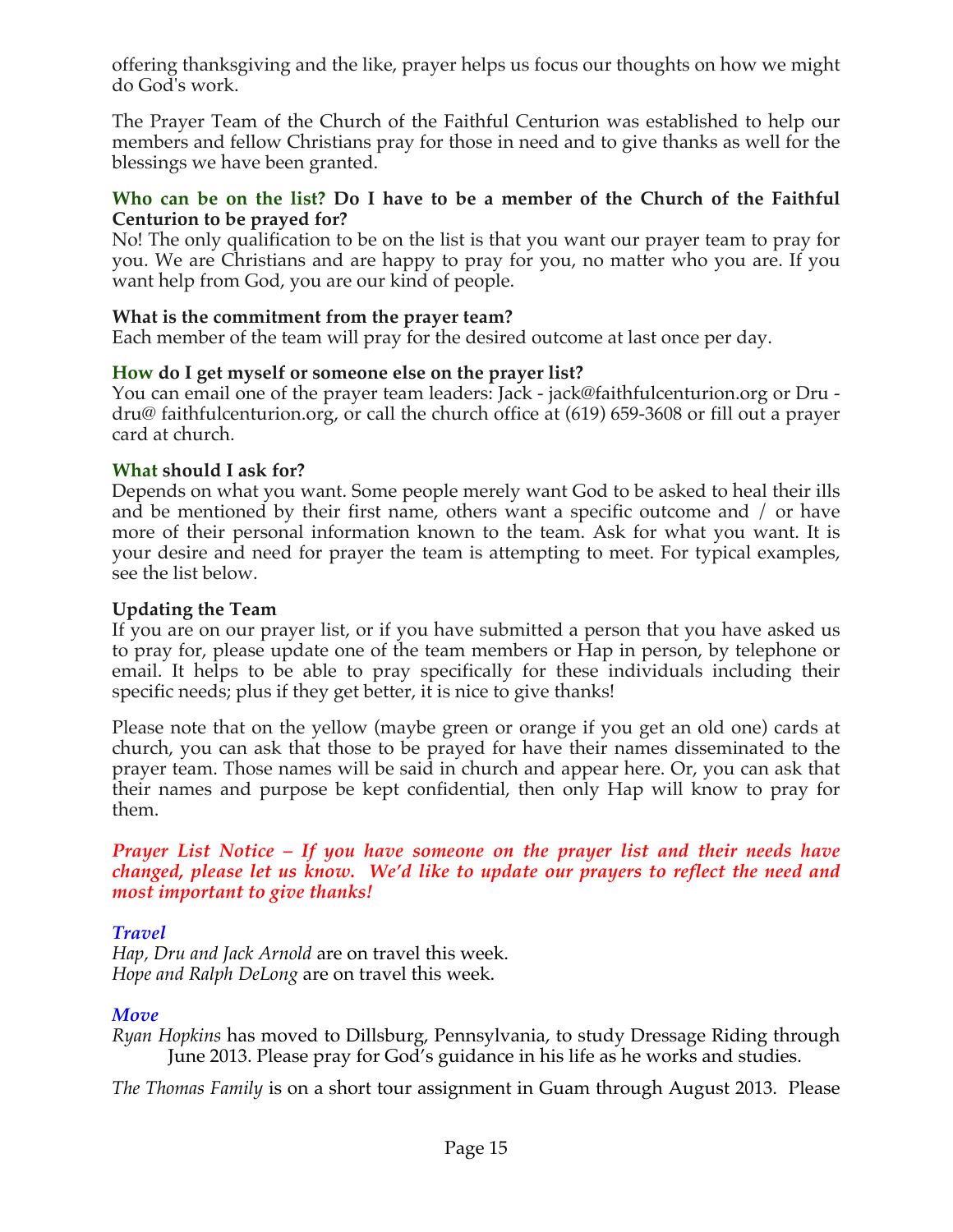offering thanksgiving and the like, prayer helps us focus our thoughts on how we might do God's work.

The Prayer Team of the Church of the Faithful Centurion was established to help our members and fellow Christians pray for those in need and to give thanks as well for the blessings we have been granted.

**Who can be on the list? Do I have to be a member of the Church of the Faithful Centurion to be prayed for?**
No! The only qualification to be on the list is that you want our prayer team to pray for you. We are Christians and are happy to pray for you, no matter who you are. If you want help from God, you are our kind of people.

**What is the commitment from the prayer team?**
Each member of the team will pray for the desired outcome at last once per day.

**How do I get myself or someone else on the prayer list?**
You can email one of the prayer team leaders: Jack - jack@faithfulcenturion.org or Dru - dru@ faithfulcenturion.org, or call the church office at (619) 659-3608 or fill out a prayer card at church.

**What should I ask for?**
Depends on what you want. Some people merely want God to be asked to heal their ills and be mentioned by their first name, others want a specific outcome and / or have more of their personal information known to the team. Ask for what you want. It is your desire and need for prayer the team is attempting to meet. For typical examples, see the list below.

**Updating the Team**
If you are on our prayer list, or if you have submitted a person that you have asked us to pray for, please update one of the team members or Hap in person, by telephone or email. It helps to be able to pray specifically for these individuals including their specific needs; plus if they get better, it is nice to give thanks!

Please note that on the yellow (maybe green or orange if you get an old one) cards at church, you can ask that those to be prayed for have their names disseminated to the prayer team. Those names will be said in church and appear here. Or, you can ask that their names and purpose be kept confidential, then only Hap will know to pray for them.

***Prayer List Notice – If you have someone on the prayer list and their needs have changed, please let us know. We'd like to update our prayers to reflect the need and most important to give thanks!***

### *Travel*

*Hap, Dru and Jack Arnold* are on travel this week.
*Hope and Ralph DeLong* are on travel this week.

### *Move*

*Ryan Hopkins* has moved to Dillsburg, Pennsylvania, to study Dressage Riding through June 2013. Please pray for God's guidance in his life as he works and studies.

*The Thomas Family* is on a short tour assignment in Guam through August 2013. Please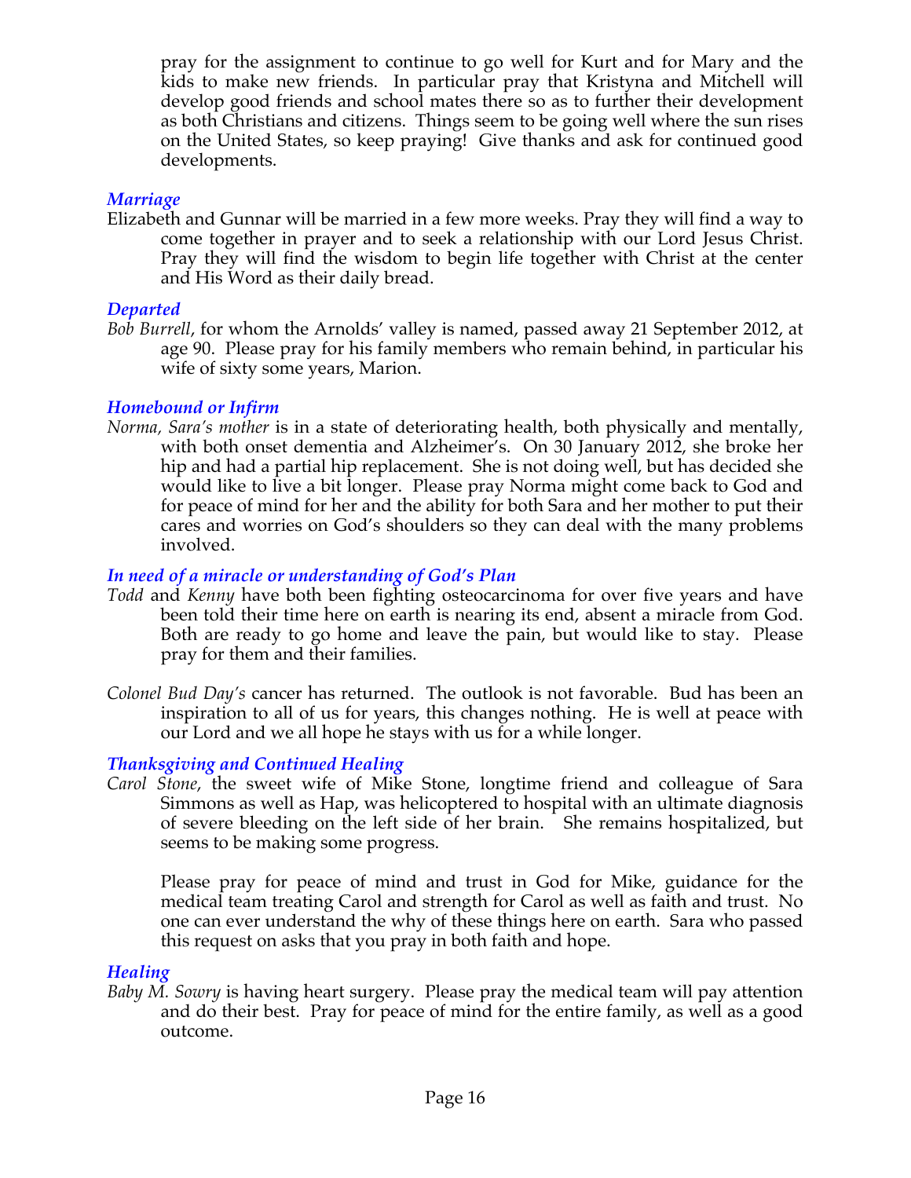pray for the assignment to continue to go well for Kurt and for Mary and the kids to make new friends. In particular pray that Kristyna and Mitchell will develop good friends and school mates there so as to further their development as both Christians and citizens. Things seem to be going well where the sun rises on the United States, so keep praying! Give thanks and ask for continued good developments.

### *Marriage*

Elizabeth and Gunnar will be married in a few more weeks. Pray they will find a way to come together in prayer and to seek a relationship with our Lord Jesus Christ. Pray they will find the wisdom to begin life together with Christ at the center and His Word as their daily bread.

### *Departed*

*Bob Burrell*, for whom the Arnolds' valley is named, passed away 21 September 2012, at age 90. Please pray for his family members who remain behind, in particular his wife of sixty some years, Marion.

### *Homebound or Infirm*

*Norma, Sara's mother* is in a state of deteriorating health, both physically and mentally, with both onset dementia and Alzheimer's. On 30 January 2012, she broke her hip and had a partial hip replacement. She is not doing well, but has decided she would like to live a bit longer. Please pray Norma might come back to God and for peace of mind for her and the ability for both Sara and her mother to put their cares and worries on God's shoulders so they can deal with the many problems involved.

### *In need of a miracle or understanding of God's Plan*

*Todd* and *Kenny* have both been fighting osteocarcinoma for over five years and have been told their time here on earth is nearing its end, absent a miracle from God. Both are ready to go home and leave the pain, but would like to stay. Please pray for them and their families.

*Colonel Bud Day's* cancer has returned. The outlook is not favorable. Bud has been an inspiration to all of us for years, this changes nothing. He is well at peace with our Lord and we all hope he stays with us for a while longer.

### *Thanksgiving and Continued Healing*

*Carol Stone*, the sweet wife of Mike Stone, longtime friend and colleague of Sara Simmons as well as Hap, was helicoptered to hospital with an ultimate diagnosis of severe bleeding on the left side of her brain. She remains hospitalized, but seems to be making some progress.

Please pray for peace of mind and trust in God for Mike, guidance for the medical team treating Carol and strength for Carol as well as faith and trust. No one can ever understand the why of these things here on earth. Sara who passed this request on asks that you pray in both faith and hope.

### *Healing*

*Baby M. Sowry* is having heart surgery. Please pray the medical team will pay attention and do their best. Pray for peace of mind for the entire family, as well as a good outcome.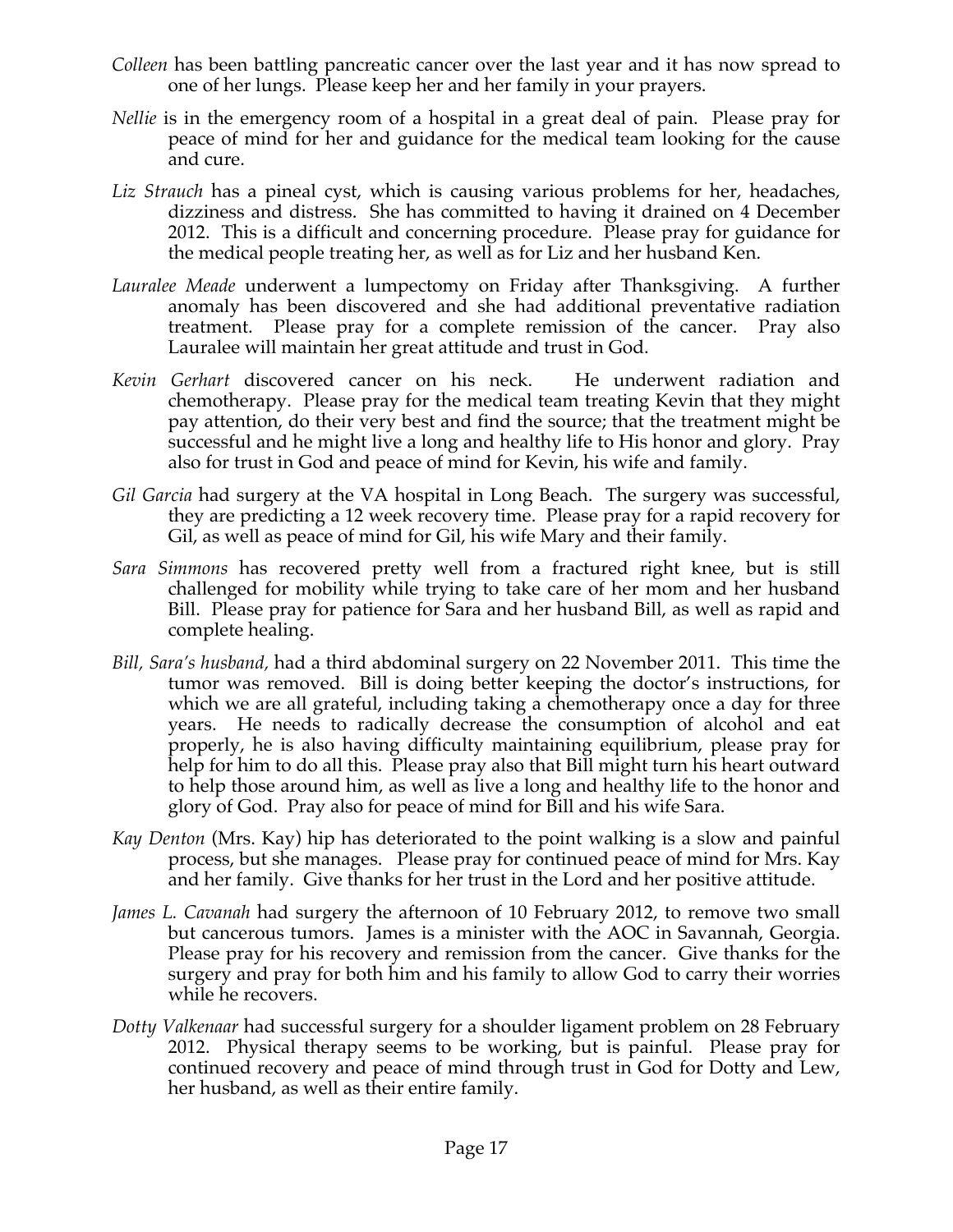*Colleen* has been battling pancreatic cancer over the last year and it has now spread to one of her lungs. Please keep her and her family in your prayers.

*Nellie* is in the emergency room of a hospital in a great deal of pain. Please pray for peace of mind for her and guidance for the medical team looking for the cause and cure.

*Liz Strauch* has a pineal cyst, which is causing various problems for her, headaches, dizziness and distress. She has committed to having it drained on 4 December 2012. This is a difficult and concerning procedure. Please pray for guidance for the medical people treating her, as well as for Liz and her husband Ken.

*Lauralee Meade* underwent a lumpectomy on Friday after Thanksgiving. A further anomaly has been discovered and she had additional preventative radiation treatment. Please pray for a complete remission of the cancer. Pray also Lauralee will maintain her great attitude and trust in God.

*Kevin Gerhart* discovered cancer on his neck. He underwent radiation and chemotherapy. Please pray for the medical team treating Kevin that they might pay attention, do their very best and find the source; that the treatment might be successful and he might live a long and healthy life to His honor and glory. Pray also for trust in God and peace of mind for Kevin, his wife and family.

*Gil Garcia* had surgery at the VA hospital in Long Beach. The surgery was successful, they are predicting a 12 week recovery time. Please pray for a rapid recovery for Gil, as well as peace of mind for Gil, his wife Mary and their family.

*Sara Simmons* has recovered pretty well from a fractured right knee, but is still challenged for mobility while trying to take care of her mom and her husband Bill. Please pray for patience for Sara and her husband Bill, as well as rapid and complete healing.

*Bill, Sara's husband,* had a third abdominal surgery on 22 November 2011. This time the tumor was removed. Bill is doing better keeping the doctor's instructions, for which we are all grateful, including taking a chemotherapy once a day for three years. He needs to radically decrease the consumption of alcohol and eat properly, he is also having difficulty maintaining equilibrium, please pray for help for him to do all this. Please pray also that Bill might turn his heart outward to help those around him, as well as live a long and healthy life to the honor and glory of God. Pray also for peace of mind for Bill and his wife Sara.

*Kay Denton* (Mrs. Kay) hip has deteriorated to the point walking is a slow and painful process, but she manages. Please pray for continued peace of mind for Mrs. Kay and her family. Give thanks for her trust in the Lord and her positive attitude.

*James L. Cavanah* had surgery the afternoon of 10 February 2012, to remove two small but cancerous tumors. James is a minister with the AOC in Savannah, Georgia. Please pray for his recovery and remission from the cancer. Give thanks for the surgery and pray for both him and his family to allow God to carry their worries while he recovers.

*Dotty Valkenaar* had successful surgery for a shoulder ligament problem on 28 February 2012. Physical therapy seems to be working, but is painful. Please pray for continued recovery and peace of mind through trust in God for Dotty and Lew, her husband, as well as their entire family.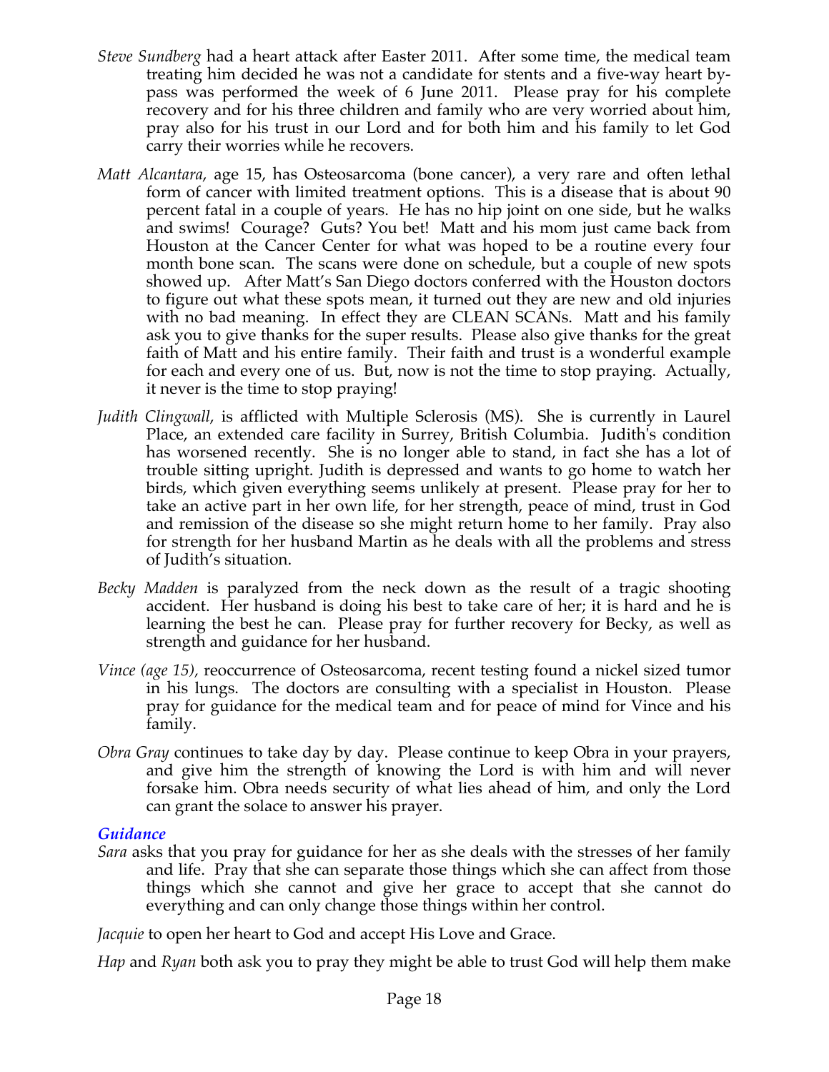*Steve Sundberg* had a heart attack after Easter 2011. After some time, the medical team treating him decided he was not a candidate for stents and a five-way heart by-pass was performed the week of 6 June 2011. Please pray for his complete recovery and for his three children and family who are very worried about him, pray also for his trust in our Lord and for both him and his family to let God carry their worries while he recovers.

*Matt Alcantara*, age 15, has Osteosarcoma (bone cancer), a very rare and often lethal form of cancer with limited treatment options. This is a disease that is about 90 percent fatal in a couple of years. He has no hip joint on one side, but he walks and swims! Courage? Guts? You bet! Matt and his mom just came back from Houston at the Cancer Center for what was hoped to be a routine every four month bone scan. The scans were done on schedule, but a couple of new spots showed up. After Matt's San Diego doctors conferred with the Houston doctors to figure out what these spots mean, it turned out they are new and old injuries with no bad meaning. In effect they are CLEAN SCANs. Matt and his family ask you to give thanks for the super results. Please also give thanks for the great faith of Matt and his entire family. Their faith and trust is a wonderful example for each and every one of us. But, now is not the time to stop praying. Actually, it never is the time to stop praying!

*Judith Clingwall*, is afflicted with Multiple Sclerosis (MS). She is currently in Laurel Place, an extended care facility in Surrey, British Columbia. Judith's condition has worsened recently. She is no longer able to stand, in fact she has a lot of trouble sitting upright. Judith is depressed and wants to go home to watch her birds, which given everything seems unlikely at present. Please pray for her to take an active part in her own life, for her strength, peace of mind, trust in God and remission of the disease so she might return home to her family. Pray also for strength for her husband Martin as he deals with all the problems and stress of Judith's situation.

*Becky Madden* is paralyzed from the neck down as the result of a tragic shooting accident. Her husband is doing his best to take care of her; it is hard and he is learning the best he can. Please pray for further recovery for Becky, as well as strength and guidance for her husband.

*Vince (age 15),* reoccurrence of Osteosarcoma, recent testing found a nickel sized tumor in his lungs. The doctors are consulting with a specialist in Houston. Please pray for guidance for the medical team and for peace of mind for Vince and his family.

*Obra Gray* continues to take day by day. Please continue to keep Obra in your prayers, and give him the strength of knowing the Lord is with him and will never forsake him. Obra needs security of what lies ahead of him, and only the Lord can grant the solace to answer his prayer.

### *Guidance*

*Sara* asks that you pray for guidance for her as she deals with the stresses of her family and life. Pray that she can separate those things which she can affect from those things which she cannot and give her grace to accept that she cannot do everything and can only change those things within her control.

*Jacquie* to open her heart to God and accept His Love and Grace.

*Hap* and *Ryan* both ask you to pray they might be able to trust God will help them make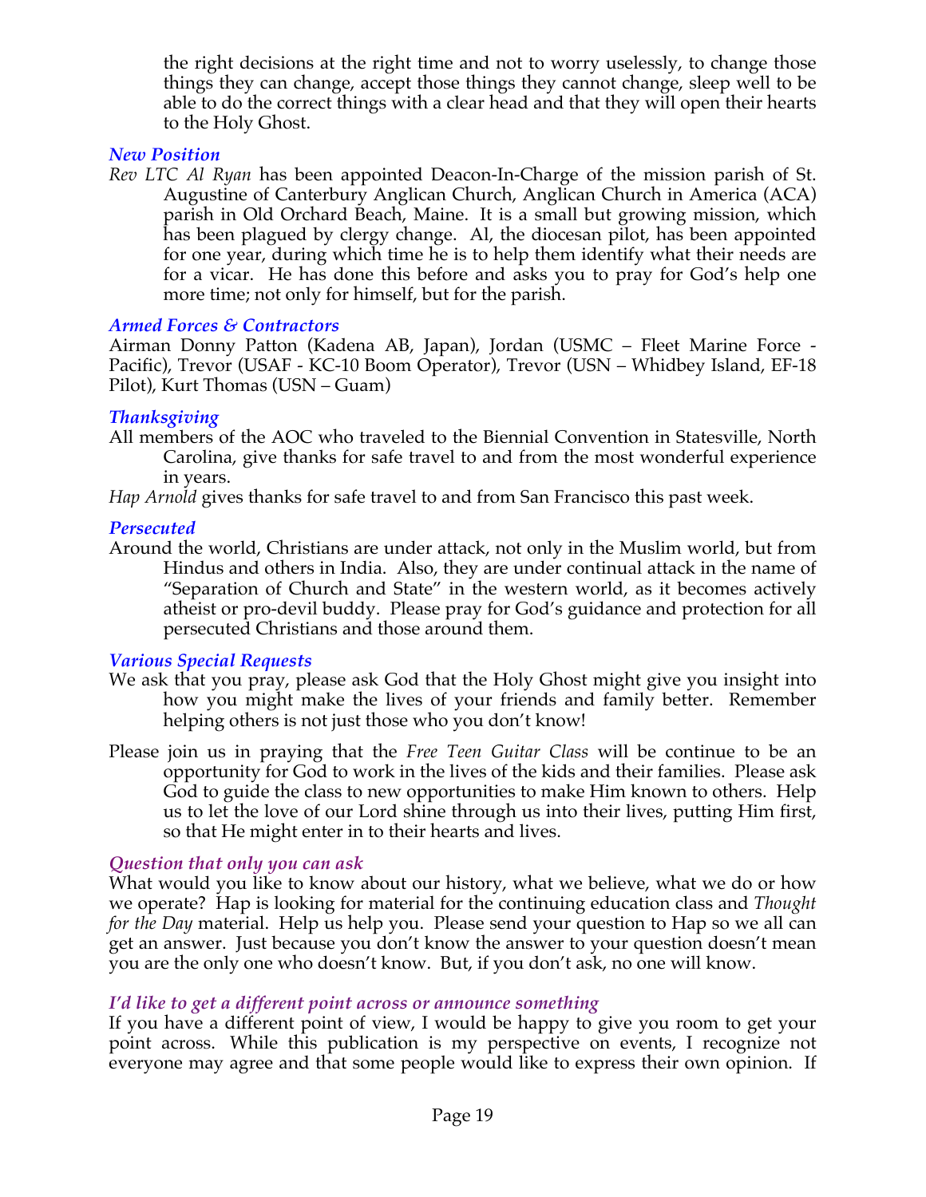the right decisions at the right time and not to worry uselessly, to change those things they can change, accept those things they cannot change, sleep well to be able to do the correct things with a clear head and that they will open their hearts to the Holy Ghost.

### *New Position*

*Rev LTC Al Ryan* has been appointed Deacon-In-Charge of the mission parish of St. Augustine of Canterbury Anglican Church, Anglican Church in America (ACA) parish in Old Orchard Beach, Maine. It is a small but growing mission, which has been plagued by clergy change. Al, the diocesan pilot, has been appointed for one year, during which time he is to help them identify what their needs are for a vicar. He has done this before and asks you to pray for God's help one more time; not only for himself, but for the parish.

### *Armed Forces & Contractors*

Airman Donny Patton (Kadena AB, Japan), Jordan (USMC – Fleet Marine Force - Pacific), Trevor (USAF - KC-10 Boom Operator), Trevor (USN – Whidbey Island, EF-18 Pilot), Kurt Thomas (USN – Guam)

### *Thanksgiving*

All members of the AOC who traveled to the Biennial Convention in Statesville, North Carolina, give thanks for safe travel to and from the most wonderful experience in years.

*Hap Arnold* gives thanks for safe travel to and from San Francisco this past week.

### *Persecuted*

Around the world, Christians are under attack, not only in the Muslim world, but from Hindus and others in India. Also, they are under continual attack in the name of "Separation of Church and State" in the western world, as it becomes actively atheist or pro-devil buddy. Please pray for God's guidance and protection for all persecuted Christians and those around them.

### *Various Special Requests*

We ask that you pray, please ask God that the Holy Ghost might give you insight into how you might make the lives of your friends and family better. Remember helping others is not just those who you don't know!

Please join us in praying that the *Free Teen Guitar Class* will be continue to be an opportunity for God to work in the lives of the kids and their families. Please ask God to guide the class to new opportunities to make Him known to others. Help us to let the love of our Lord shine through us into their lives, putting Him first, so that He might enter in to their hearts and lives.

### *Question that only you can ask*

What would you like to know about our history, what we believe, what we do or how we operate? Hap is looking for material for the continuing education class and *Thought for the Day* material. Help us help you. Please send your question to Hap so we all can get an answer. Just because you don't know the answer to your question doesn't mean you are the only one who doesn't know. But, if you don't ask, no one will know.

### *I'd like to get a different point across or announce something*

If you have a different point of view, I would be happy to give you room to get your point across. While this publication is my perspective on events, I recognize not everyone may agree and that some people would like to express their own opinion. If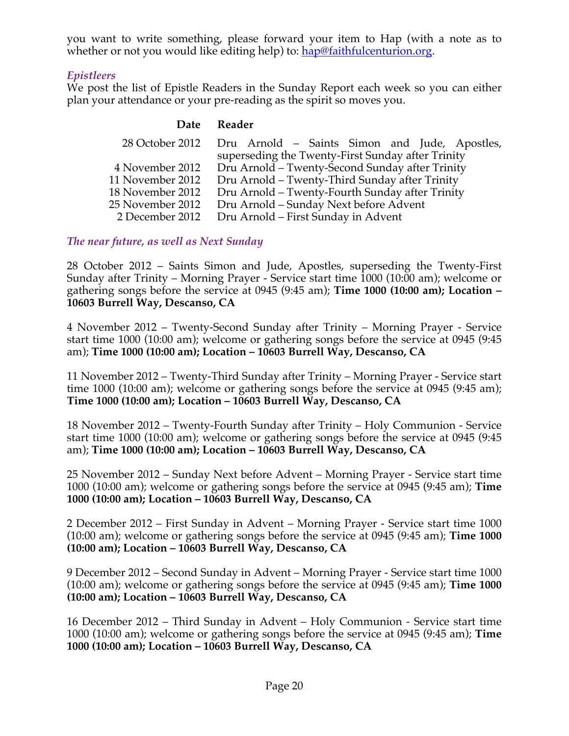you want to write something, please forward your item to Hap (with a note as to whether or not you would like editing help) to: hap@faithfulcenturion.org.

### *Epistleers*

We post the list of Epistle Readers in the Sunday Report each week so you can either plan your attendance or your pre-reading as the spirit so moves you.

| Date | Reader |
|---:|---|
| 28 October 2012 | Dru Arnold – Saints Simon and Jude, Apostles, superseding the Twenty-First Sunday after Trinity |
| 4 November 2012 | Dru Arnold – Twenty-Second Sunday after Trinity |
| 11 November 2012 | Dru Arnold – Twenty-Third Sunday after Trinity |
| 18 November 2012 | Dru Arnold – Twenty-Fourth Sunday after Trinity |
| 25 November 2012 | Dru Arnold – Sunday Next before Advent |
| 2 December 2012 | Dru Arnold – First Sunday in Advent |

### *The near future, as well as Next Sunday*

28 October 2012 – Saints Simon and Jude, Apostles, superseding the Twenty-First Sunday after Trinity – Morning Prayer - Service start time 1000 (10:00 am); welcome or gathering songs before the service at 0945 (9:45 am); **Time 1000 (10:00 am); Location – 10603 Burrell Way, Descanso, CA**

4 November 2012 – Twenty-Second Sunday after Trinity – Morning Prayer - Service start time 1000 (10:00 am); welcome or gathering songs before the service at 0945 (9:45 am); **Time 1000 (10:00 am); Location – 10603 Burrell Way, Descanso, CA**

11 November 2012 – Twenty-Third Sunday after Trinity – Morning Prayer - Service start time 1000 (10:00 am); welcome or gathering songs before the service at 0945 (9:45 am); **Time 1000 (10:00 am); Location – 10603 Burrell Way, Descanso, CA**

18 November 2012 – Twenty-Fourth Sunday after Trinity – Holy Communion - Service start time 1000 (10:00 am); welcome or gathering songs before the service at 0945 (9:45 am); **Time 1000 (10:00 am); Location – 10603 Burrell Way, Descanso, CA**

25 November 2012 – Sunday Next before Advent – Morning Prayer - Service start time 1000 (10:00 am); welcome or gathering songs before the service at 0945 (9:45 am); **Time 1000 (10:00 am); Location – 10603 Burrell Way, Descanso, CA**

2 December 2012 – First Sunday in Advent – Morning Prayer - Service start time 1000 (10:00 am); welcome or gathering songs before the service at 0945 (9:45 am); **Time 1000 (10:00 am); Location – 10603 Burrell Way, Descanso, CA**

9 December 2012 – Second Sunday in Advent – Morning Prayer - Service start time 1000 (10:00 am); welcome or gathering songs before the service at 0945 (9:45 am); **Time 1000 (10:00 am); Location – 10603 Burrell Way, Descanso, CA**

16 December 2012 – Third Sunday in Advent – Holy Communion - Service start time 1000 (10:00 am); welcome or gathering songs before the service at 0945 (9:45 am); **Time 1000 (10:00 am); Location – 10603 Burrell Way, Descanso, CA**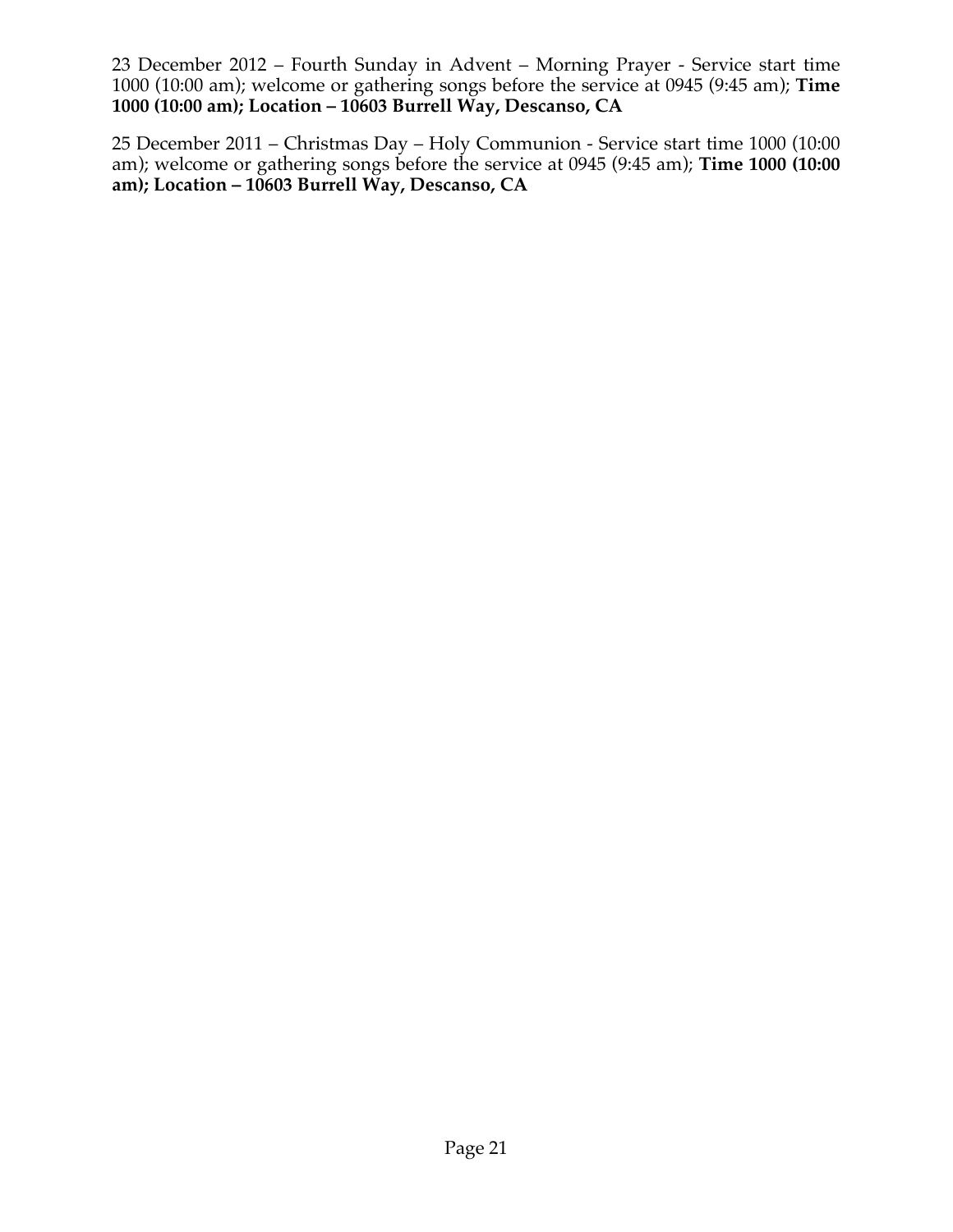23 December 2012 – Fourth Sunday in Advent – Morning Prayer - Service start time 1000 (10:00 am); welcome or gathering songs before the service at 0945 (9:45 am); **Time 1000 (10:00 am); Location – 10603 Burrell Way, Descanso, CA**

25 December 2011 – Christmas Day – Holy Communion - Service start time 1000 (10:00 am); welcome or gathering songs before the service at 0945 (9:45 am); **Time 1000 (10:00 am); Location – 10603 Burrell Way, Descanso, CA**